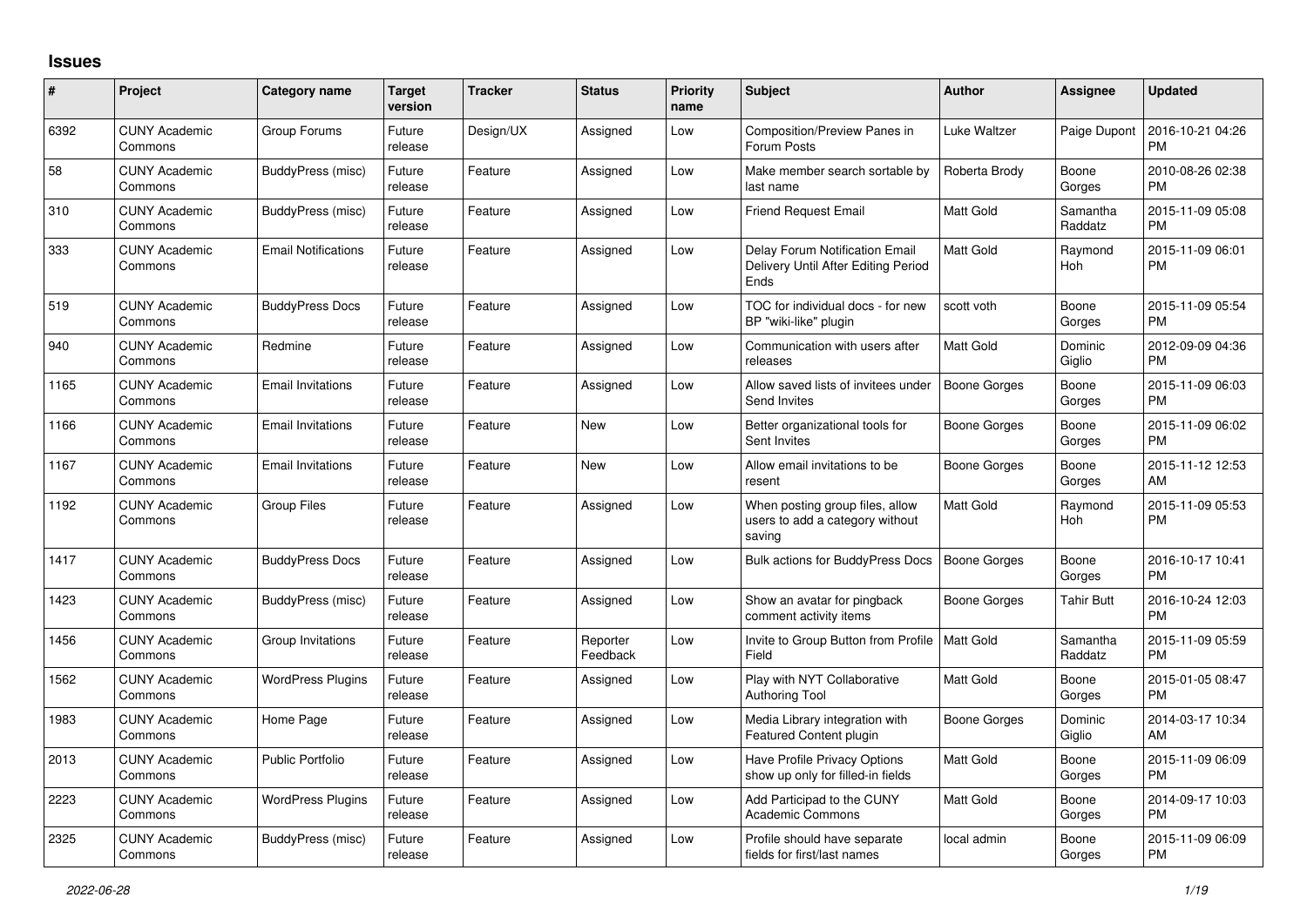## Issues

| # | Project | Category name | Target version | Tracker | Status | Priority name | Subject | Author | Assignee | Updated |
|---|---|---|---|---|---|---|---|---|---|---|
| 6392 | CUNY Academic Commons | Group Forums | Future release | Design/UX | Assigned | Low | Composition/Preview Panes in Forum Posts | Luke Waltzer | Paige Dupont | 2016-10-21 04:26 PM |
| 58 | CUNY Academic Commons | BuddyPress (misc) | Future release | Feature | Assigned | Low | Make member search sortable by last name | Roberta Brody | Boone Gorges | 2010-08-26 02:38 PM |
| 310 | CUNY Academic Commons | BuddyPress (misc) | Future release | Feature | Assigned | Low | Friend Request Email | Matt Gold | Samantha Raddatz | 2015-11-09 05:08 PM |
| 333 | CUNY Academic Commons | Email Notifications | Future release | Feature | Assigned | Low | Delay Forum Notification Email Delivery Until After Editing Period Ends | Matt Gold | Raymond Hoh | 2015-11-09 06:01 PM |
| 519 | CUNY Academic Commons | BuddyPress Docs | Future release | Feature | Assigned | Low | TOC for individual docs - for new BP "wiki-like" plugin | scott voth | Boone Gorges | 2015-11-09 05:54 PM |
| 940 | CUNY Academic Commons | Redmine | Future release | Feature | Assigned | Low | Communication with users after releases | Matt Gold | Dominic Giglio | 2012-09-09 04:36 PM |
| 1165 | CUNY Academic Commons | Email Invitations | Future release | Feature | Assigned | Low | Allow saved lists of invitees under Send Invites | Boone Gorges | Boone Gorges | 2015-11-09 06:03 PM |
| 1166 | CUNY Academic Commons | Email Invitations | Future release | Feature | New | Low | Better organizational tools for Sent Invites | Boone Gorges | Boone Gorges | 2015-11-09 06:02 PM |
| 1167 | CUNY Academic Commons | Email Invitations | Future release | Feature | New | Low | Allow email invitations to be resent | Boone Gorges | Boone Gorges | 2015-11-12 12:53 AM |
| 1192 | CUNY Academic Commons | Group Files | Future release | Feature | Assigned | Low | When posting group files, allow users to add a category without saving | Matt Gold | Raymond Hoh | 2015-11-09 05:53 PM |
| 1417 | CUNY Academic Commons | BuddyPress Docs | Future release | Feature | Assigned | Low | Bulk actions for BuddyPress Docs | Boone Gorges | Boone Gorges | 2016-10-17 10:41 PM |
| 1423 | CUNY Academic Commons | BuddyPress (misc) | Future release | Feature | Assigned | Low | Show an avatar for pingback comment activity items | Boone Gorges | Tahir Butt | 2016-10-24 12:03 PM |
| 1456 | CUNY Academic Commons | Group Invitations | Future release | Feature | Reporter Feedback | Low | Invite to Group Button from Profile Field | Matt Gold | Samantha Raddatz | 2015-11-09 05:59 PM |
| 1562 | CUNY Academic Commons | WordPress Plugins | Future release | Feature | Assigned | Low | Play with NYT Collaborative Authoring Tool | Matt Gold | Boone Gorges | 2015-01-05 08:47 PM |
| 1983 | CUNY Academic Commons | Home Page | Future release | Feature | Assigned | Low | Media Library integration with Featured Content plugin | Boone Gorges | Dominic Giglio | 2014-03-17 10:34 AM |
| 2013 | CUNY Academic Commons | Public Portfolio | Future release | Feature | Assigned | Low | Have Profile Privacy Options show up only for filled-in fields | Matt Gold | Boone Gorges | 2015-11-09 06:09 PM |
| 2223 | CUNY Academic Commons | WordPress Plugins | Future release | Feature | Assigned | Low | Add Participad to the CUNY Academic Commons | Matt Gold | Boone Gorges | 2014-09-17 10:03 PM |
| 2325 | CUNY Academic Commons | BuddyPress (misc) | Future release | Feature | Assigned | Low | Profile should have separate fields for first/last names | local admin | Boone Gorges | 2015-11-09 06:09 PM |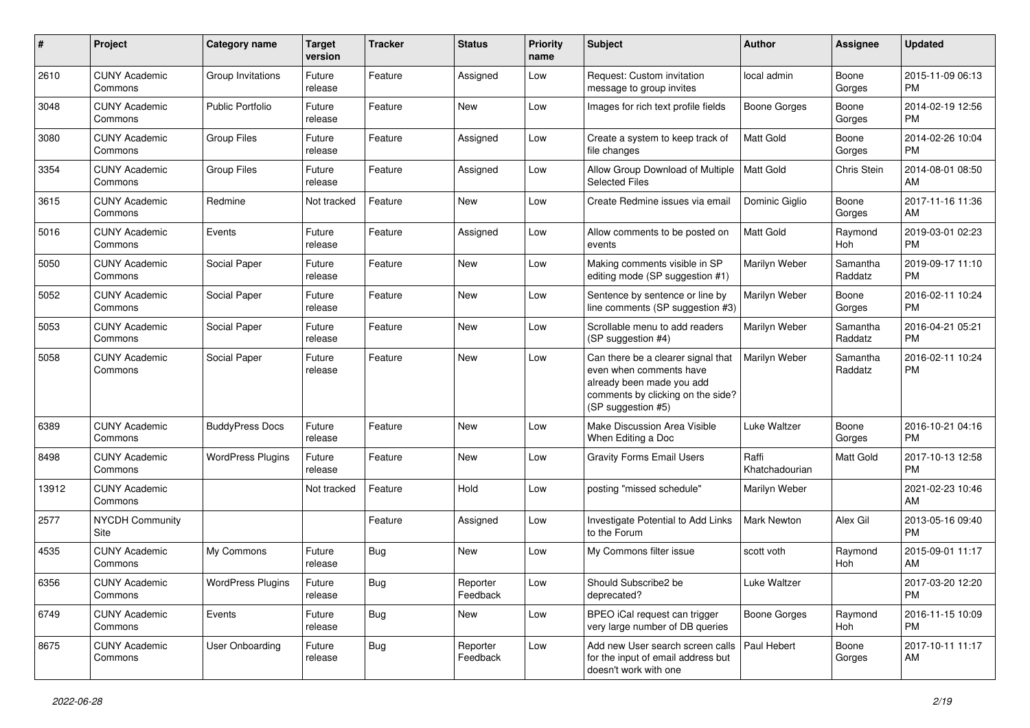| # | Project | Category name | Target version | Tracker | Status | Priority name | Subject | Author | Assignee | Updated |
|---|---|---|---|---|---|---|---|---|---|---|
| 2610 | CUNY Academic Commons | Group Invitations | Future release | Feature | Assigned | Low | Request: Custom invitation message to group invites | local admin | Boone Gorges | 2015-11-09 06:13 PM |
| 3048 | CUNY Academic Commons | Public Portfolio | Future release | Feature | New | Low | Images for rich text profile fields | Boone Gorges | Boone Gorges | 2014-02-19 12:56 PM |
| 3080 | CUNY Academic Commons | Group Files | Future release | Feature | Assigned | Low | Create a system to keep track of file changes | Matt Gold | Boone Gorges | 2014-02-26 10:04 PM |
| 3354 | CUNY Academic Commons | Group Files | Future release | Feature | Assigned | Low | Allow Group Download of Multiple Selected Files | Matt Gold | Chris Stein | 2014-08-01 08:50 AM |
| 3615 | CUNY Academic Commons | Redmine | Not tracked | Feature | New | Low | Create Redmine issues via email | Dominic Giglio | Boone Gorges | 2017-11-16 11:36 AM |
| 5016 | CUNY Academic Commons | Events | Future release | Feature | Assigned | Low | Allow comments to be posted on events | Matt Gold | Raymond Hoh | 2019-03-01 02:23 PM |
| 5050 | CUNY Academic Commons | Social Paper | Future release | Feature | New | Low | Making comments visible in SP editing mode (SP suggestion #1) | Marilyn Weber | Samantha Raddatz | 2019-09-17 11:10 PM |
| 5052 | CUNY Academic Commons | Social Paper | Future release | Feature | New | Low | Sentence by sentence or line by line comments (SP suggestion #3) | Marilyn Weber | Boone Gorges | 2016-02-11 10:24 PM |
| 5053 | CUNY Academic Commons | Social Paper | Future release | Feature | New | Low | Scrollable menu to add readers (SP suggestion #4) | Marilyn Weber | Samantha Raddatz | 2016-04-21 05:21 PM |
| 5058 | CUNY Academic Commons | Social Paper | Future release | Feature | New | Low | Can there be a clearer signal that even when comments have already been made you add comments by clicking on the side? (SP suggestion #5) | Marilyn Weber | Samantha Raddatz | 2016-02-11 10:24 PM |
| 6389 | CUNY Academic Commons | BuddyPress Docs | Future release | Feature | New | Low | Make Discussion Area Visible When Editing a Doc | Luke Waltzer | Boone Gorges | 2016-10-21 04:16 PM |
| 8498 | CUNY Academic Commons | WordPress Plugins | Future release | Feature | New | Low | Gravity Forms Email Users | Raffi Khatchadourian | Matt Gold | 2017-10-13 12:58 PM |
| 13912 | CUNY Academic Commons | | Not tracked | Feature | Hold | Low | posting "missed schedule" | Marilyn Weber | | 2021-02-23 10:46 AM |
| 2577 | NYCDH Community Site | | | Feature | Assigned | Low | Investigate Potential to Add Links to the Forum | Mark Newton | Alex Gil | 2013-05-16 09:40 PM |
| 4535 | CUNY Academic Commons | My Commons | Future release | Bug | New | Low | My Commons filter issue | scott voth | Raymond Hoh | 2015-09-01 11:17 AM |
| 6356 | CUNY Academic Commons | WordPress Plugins | Future release | Bug | Reporter Feedback | Low | Should Subscribe2 be deprecated? | Luke Waltzer | | 2017-03-20 12:20 PM |
| 6749 | CUNY Academic Commons | Events | Future release | Bug | New | Low | BPEO iCal request can trigger very large number of DB queries | Boone Gorges | Raymond Hoh | 2016-11-15 10:09 PM |
| 8675 | CUNY Academic Commons | User Onboarding | Future release | Bug | Reporter Feedback | Low | Add new User search screen calls for the input of email address but doesn't work with one | Paul Hebert | Boone Gorges | 2017-10-11 11:17 AM |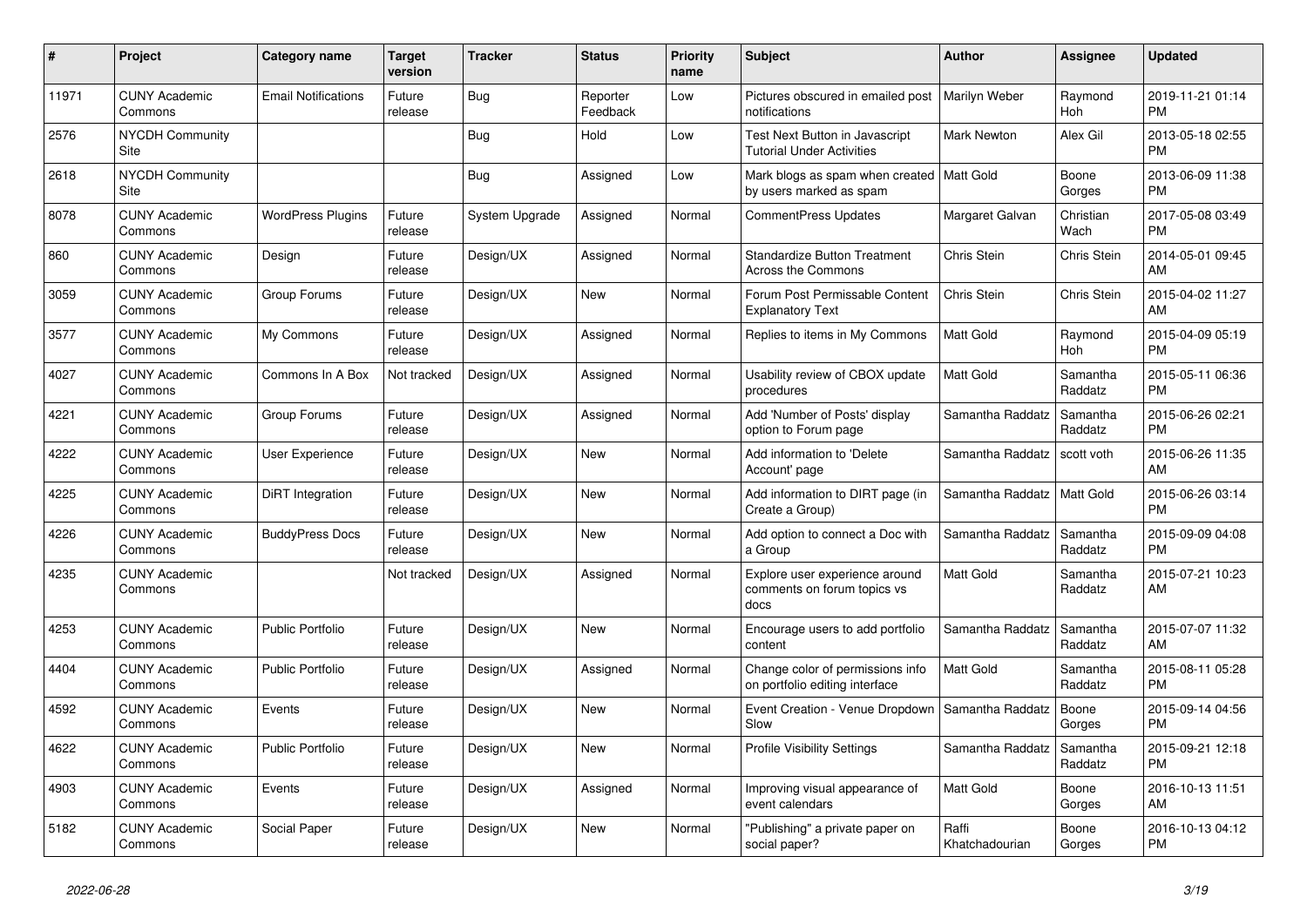| # | Project | Category name | Target version | Tracker | Status | Priority name | Subject | Author | Assignee | Updated |
|---|---|---|---|---|---|---|---|---|---|---|
| 11971 | CUNY Academic Commons | Email Notifications | Future release | Bug | Reporter Feedback | Low | Pictures obscured in emailed post notifications | Marilyn Weber | Raymond Hoh | 2019-11-21 01:14 PM |
| 2576 | NYCDH Community Site | | | Bug | Hold | Low | Test Next Button in Javascript Tutorial Under Activities | Mark Newton | Alex Gil | 2013-05-18 02:55 PM |
| 2618 | NYCDH Community Site | | | Bug | Assigned | Low | Mark blogs as spam when created by users marked as spam | Matt Gold | Boone Gorges | 2013-06-09 11:38 PM |
| 8078 | CUNY Academic Commons | WordPress Plugins | Future release | System Upgrade | Assigned | Normal | CommentPress Updates | Margaret Galvan | Christian Wach | 2017-05-08 03:49 PM |
| 860 | CUNY Academic Commons | Design | Future release | Design/UX | Assigned | Normal | Standardize Button Treatment Across the Commons | Chris Stein | Chris Stein | 2014-05-01 09:45 AM |
| 3059 | CUNY Academic Commons | Group Forums | Future release | Design/UX | New | Normal | Forum Post Permissable Content Explanatory Text | Chris Stein | Chris Stein | 2015-04-02 11:27 AM |
| 3577 | CUNY Academic Commons | My Commons | Future release | Design/UX | Assigned | Normal | Replies to items in My Commons | Matt Gold | Raymond Hoh | 2015-04-09 05:19 PM |
| 4027 | CUNY Academic Commons | Commons In A Box | Not tracked | Design/UX | Assigned | Normal | Usability review of CBOX update procedures | Matt Gold | Samantha Raddatz | 2015-05-11 06:36 PM |
| 4221 | CUNY Academic Commons | Group Forums | Future release | Design/UX | Assigned | Normal | Add 'Number of Posts' display option to Forum page | Samantha Raddatz | Samantha Raddatz | 2015-06-26 02:21 PM |
| 4222 | CUNY Academic Commons | User Experience | Future release | Design/UX | New | Normal | Add information to 'Delete Account' page | Samantha Raddatz | scott voth | 2015-06-26 11:35 AM |
| 4225 | CUNY Academic Commons | DiRT Integration | Future release | Design/UX | New | Normal | Add information to DIRT page (in Create a Group) | Samantha Raddatz | Matt Gold | 2015-06-26 03:14 PM |
| 4226 | CUNY Academic Commons | BuddyPress Docs | Future release | Design/UX | New | Normal | Add option to connect a Doc with a Group | Samantha Raddatz | Samantha Raddatz | 2015-09-09 04:08 PM |
| 4235 | CUNY Academic Commons | | Not tracked | Design/UX | Assigned | Normal | Explore user experience around comments on forum topics vs docs | Matt Gold | Samantha Raddatz | 2015-07-21 10:23 AM |
| 4253 | CUNY Academic Commons | Public Portfolio | Future release | Design/UX | New | Normal | Encourage users to add portfolio content | Samantha Raddatz | Samantha Raddatz | 2015-07-07 11:32 AM |
| 4404 | CUNY Academic Commons | Public Portfolio | Future release | Design/UX | Assigned | Normal | Change color of permissions info on portfolio editing interface | Matt Gold | Samantha Raddatz | 2015-08-11 05:28 PM |
| 4592 | CUNY Academic Commons | Events | Future release | Design/UX | New | Normal | Event Creation - Venue Dropdown Slow | Samantha Raddatz | Boone Gorges | 2015-09-14 04:56 PM |
| 4622 | CUNY Academic Commons | Public Portfolio | Future release | Design/UX | New | Normal | Profile Visibility Settings | Samantha Raddatz | Samantha Raddatz | 2015-09-21 12:18 PM |
| 4903 | CUNY Academic Commons | Events | Future release | Design/UX | Assigned | Normal | Improving visual appearance of event calendars | Matt Gold | Boone Gorges | 2016-10-13 11:51 AM |
| 5182 | CUNY Academic Commons | Social Paper | Future release | Design/UX | New | Normal | "Publishing" a private paper on social paper? | Raffi Khatchadourian | Boone Gorges | 2016-10-13 04:12 PM |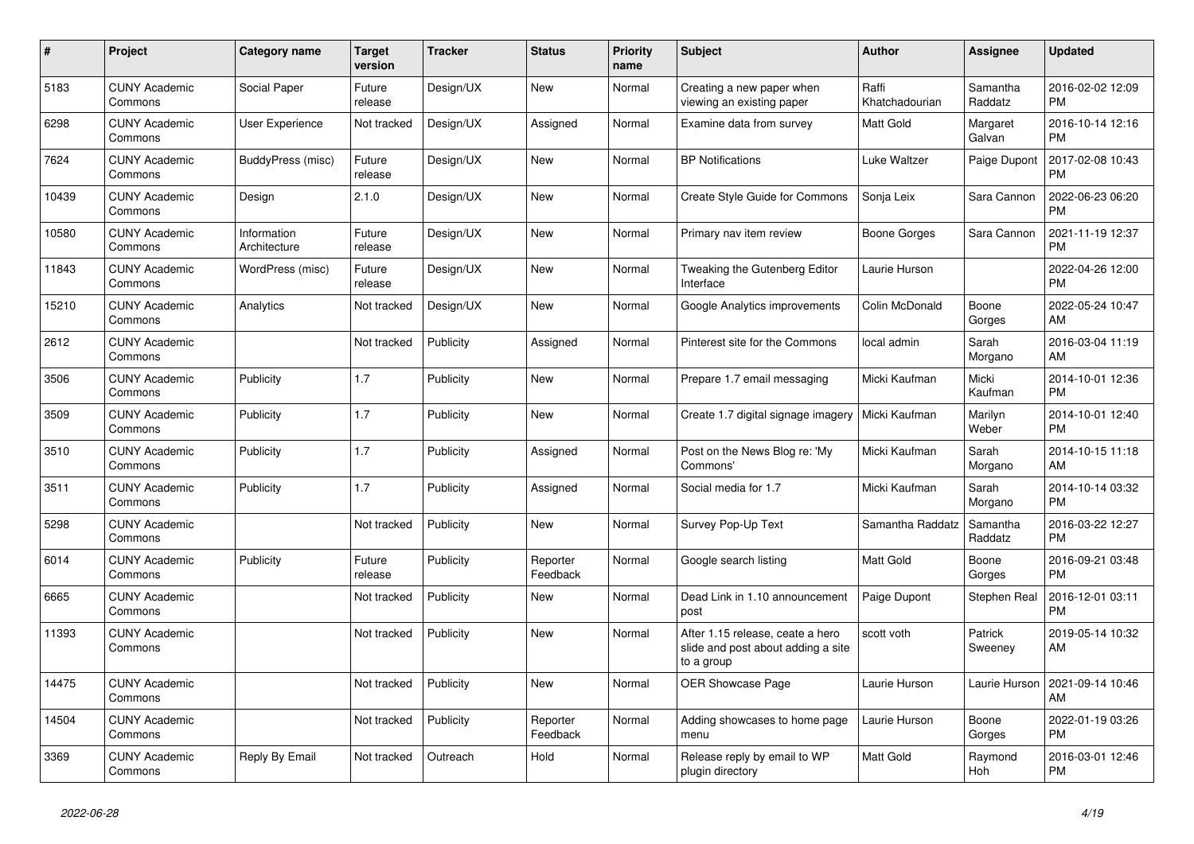| # | Project | Category name | Target version | Tracker | Status | Priority name | Subject | Author | Assignee | Updated |
|---|---|---|---|---|---|---|---|---|---|---|
| 5183 | CUNY Academic Commons | Social Paper | Future release | Design/UX | New | Normal | Creating a new paper when viewing an existing paper | Raffi Khatchadourian | Samantha Raddatz | 2016-02-02 12:09 PM |
| 6298 | CUNY Academic Commons | User Experience | Not tracked | Design/UX | Assigned | Normal | Examine data from survey | Matt Gold | Margaret Galvan | 2016-10-14 12:16 PM |
| 7624 | CUNY Academic Commons | BuddyPress (misc) | Future release | Design/UX | New | Normal | BP Notifications | Luke Waltzer | Paige Dupont | 2017-02-08 10:43 PM |
| 10439 | CUNY Academic Commons | Design | 2.1.0 | Design/UX | New | Normal | Create Style Guide for Commons | Sonja Leix | Sara Cannon | 2022-06-23 06:20 PM |
| 10580 | CUNY Academic Commons | Information Architecture | Future release | Design/UX | New | Normal | Primary nav item review | Boone Gorges | Sara Cannon | 2021-11-19 12:37 PM |
| 11843 | CUNY Academic Commons | WordPress (misc) | Future release | Design/UX | New | Normal | Tweaking the Gutenberg Editor Interface | Laurie Hurson | | 2022-04-26 12:00 PM |
| 15210 | CUNY Academic Commons | Analytics | Not tracked | Design/UX | New | Normal | Google Analytics improvements | Colin McDonald | Boone Gorges | 2022-05-24 10:47 AM |
| 2612 | CUNY Academic Commons | | Not tracked | Publicity | Assigned | Normal | Pinterest site for the Commons | local admin | Sarah Morgano | 2016-03-04 11:19 AM |
| 3506 | CUNY Academic Commons | Publicity | 1.7 | Publicity | New | Normal | Prepare 1.7 email messaging | Micki Kaufman | Micki Kaufman | 2014-10-01 12:36 PM |
| 3509 | CUNY Academic Commons | Publicity | 1.7 | Publicity | New | Normal | Create 1.7 digital signage imagery | Micki Kaufman | Marilyn Weber | 2014-10-01 12:40 PM |
| 3510 | CUNY Academic Commons | Publicity | 1.7 | Publicity | Assigned | Normal | Post on the News Blog re: 'My Commons' | Micki Kaufman | Sarah Morgano | 2014-10-15 11:18 AM |
| 3511 | CUNY Academic Commons | Publicity | 1.7 | Publicity | Assigned | Normal | Social media for 1.7 | Micki Kaufman | Sarah Morgano | 2014-10-14 03:32 PM |
| 5298 | CUNY Academic Commons | | Not tracked | Publicity | New | Normal | Survey Pop-Up Text | Samantha Raddatz | Samantha Raddatz | 2016-03-22 12:27 PM |
| 6014 | CUNY Academic Commons | Publicity | Future release | Publicity | Reporter Feedback | Normal | Google search listing | Matt Gold | Boone Gorges | 2016-09-21 03:48 PM |
| 6665 | CUNY Academic Commons | | Not tracked | Publicity | New | Normal | Dead Link in 1.10 announcement post | Paige Dupont | Stephen Real | 2016-12-01 03:11 PM |
| 11393 | CUNY Academic Commons | | Not tracked | Publicity | New | Normal | After 1.15 release, ceate a hero slide and post about adding a site to a group | scott voth | Patrick Sweeney | 2019-05-14 10:32 AM |
| 14475 | CUNY Academic Commons | | Not tracked | Publicity | New | Normal | OER Showcase Page | Laurie Hurson | Laurie Hurson | 2021-09-14 10:46 AM |
| 14504 | CUNY Academic Commons | | Not tracked | Publicity | Reporter Feedback | Normal | Adding showcases to home page menu | Laurie Hurson | Boone Gorges | 2022-01-19 03:26 PM |
| 3369 | CUNY Academic Commons | Reply By Email | Not tracked | Outreach | Hold | Normal | Release reply by email to WP plugin directory | Matt Gold | Raymond Hoh | 2016-03-01 12:46 PM |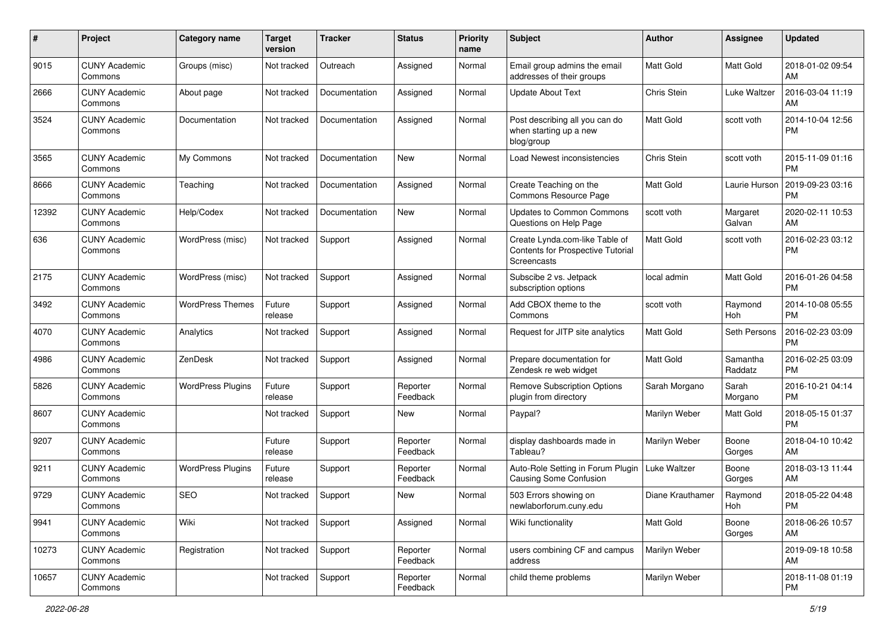| # | Project | Category name | Target version | Tracker | Status | Priority name | Subject | Author | Assignee | Updated |
|---|---|---|---|---|---|---|---|---|---|---|
| 9015 | CUNY Academic Commons | Groups (misc) | Not tracked | Outreach | Assigned | Normal | Email group admins the email addresses of their groups | Matt Gold | Matt Gold | 2018-01-02 09:54 AM |
| 2666 | CUNY Academic Commons | About page | Not tracked | Documentation | Assigned | Normal | Update About Text | Chris Stein | Luke Waltzer | 2016-03-04 11:19 AM |
| 3524 | CUNY Academic Commons | Documentation | Not tracked | Documentation | Assigned | Normal | Post describing all you can do when starting up a new blog/group | Matt Gold | scott voth | 2014-10-04 12:56 PM |
| 3565 | CUNY Academic Commons | My Commons | Not tracked | Documentation | New | Normal | Load Newest inconsistencies | Chris Stein | scott voth | 2015-11-09 01:16 PM |
| 8666 | CUNY Academic Commons | Teaching | Not tracked | Documentation | Assigned | Normal | Create Teaching on the Commons Resource Page | Matt Gold | Laurie Hurson | 2019-09-23 03:16 PM |
| 12392 | CUNY Academic Commons | Help/Codex | Not tracked | Documentation | New | Normal | Updates to Common Commons Questions on Help Page | scott voth | Margaret Galvan | 2020-02-11 10:53 AM |
| 636 | CUNY Academic Commons | WordPress (misc) | Not tracked | Support | Assigned | Normal | Create Lynda.com-like Table of Contents for Prospective Tutorial Screencasts | Matt Gold | scott voth | 2016-02-23 03:12 PM |
| 2175 | CUNY Academic Commons | WordPress (misc) | Not tracked | Support | Assigned | Normal | Subscibe 2 vs. Jetpack subscription options | local admin | Matt Gold | 2016-01-26 04:58 PM |
| 3492 | CUNY Academic Commons | WordPress Themes | Future release | Support | Assigned | Normal | Add CBOX theme to the Commons | scott voth | Raymond Hoh | 2014-10-08 05:55 PM |
| 4070 | CUNY Academic Commons | Analytics | Not tracked | Support | Assigned | Normal | Request for JITP site analytics | Matt Gold | Seth Persons | 2016-02-23 03:09 PM |
| 4986 | CUNY Academic Commons | ZenDesk | Not tracked | Support | Assigned | Normal | Prepare documentation for Zendesk re web widget | Matt Gold | Samantha Raddatz | 2016-02-25 03:09 PM |
| 5826 | CUNY Academic Commons | WordPress Plugins | Future release | Support | Reporter Feedback | Normal | Remove Subscription Options plugin from directory | Sarah Morgano | Sarah Morgano | 2016-10-21 04:14 PM |
| 8607 | CUNY Academic Commons | | Not tracked | Support | New | Normal | Paypal? | Marilyn Weber | Matt Gold | 2018-05-15 01:37 PM |
| 9207 | CUNY Academic Commons | | Future release | Support | Reporter Feedback | Normal | display dashboards made in Tableau? | Marilyn Weber | Boone Gorges | 2018-04-10 10:42 AM |
| 9211 | CUNY Academic Commons | WordPress Plugins | Future release | Support | Reporter Feedback | Normal | Auto-Role Setting in Forum Plugin Causing Some Confusion | Luke Waltzer | Boone Gorges | 2018-03-13 11:44 AM |
| 9729 | CUNY Academic Commons | SEO | Not tracked | Support | New | Normal | 503 Errors showing on newlaborforum.cuny.edu | Diane Krauthamer | Raymond Hoh | 2018-05-22 04:48 PM |
| 9941 | CUNY Academic Commons | Wiki | Not tracked | Support | Assigned | Normal | Wiki functionality | Matt Gold | Boone Gorges | 2018-06-26 10:57 AM |
| 10273 | CUNY Academic Commons | Registration | Not tracked | Support | Reporter Feedback | Normal | users combining CF and campus address | Marilyn Weber | | 2019-09-18 10:58 AM |
| 10657 | CUNY Academic Commons | | Not tracked | Support | Reporter Feedback | Normal | child theme problems | Marilyn Weber | | 2018-11-08 01:19 PM |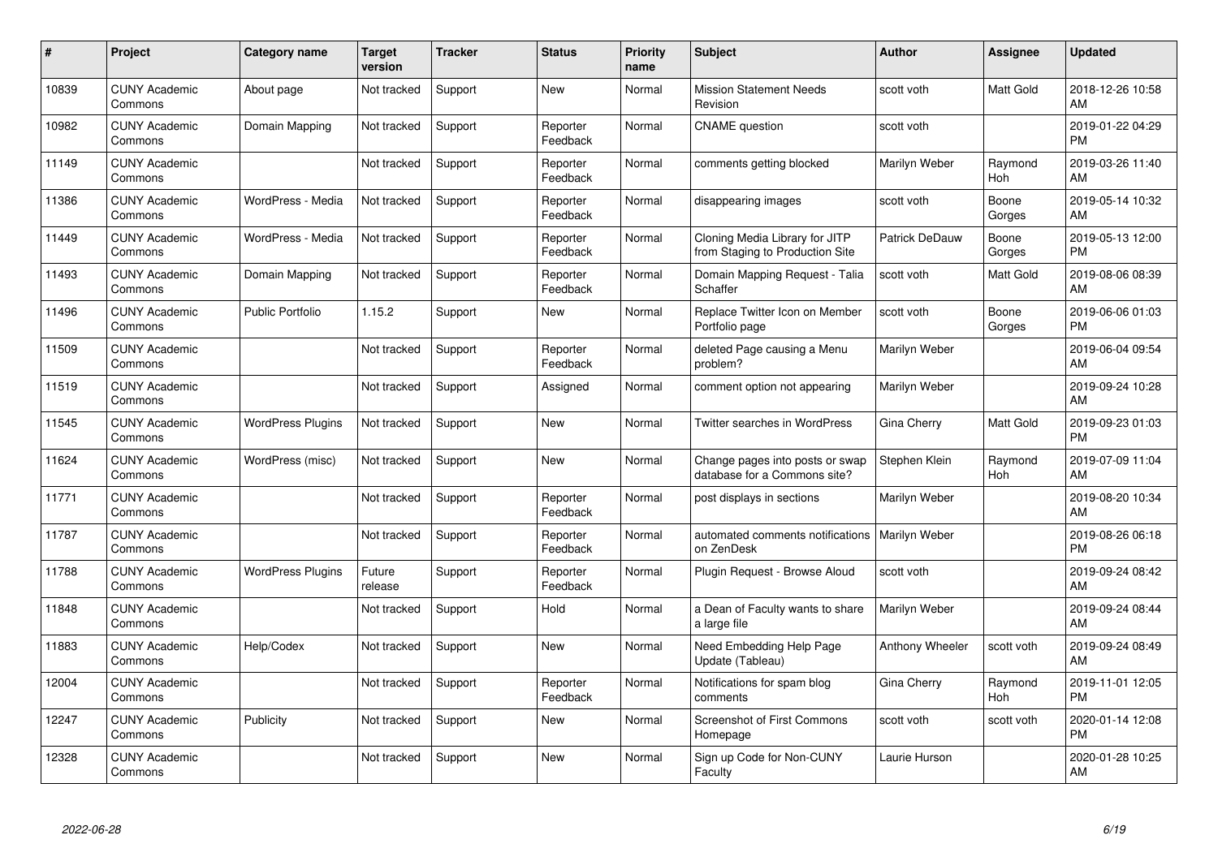| # | Project | Category name | Target version | Tracker | Status | Priority name | Subject | Author | Assignee | Updated |
|---|---|---|---|---|---|---|---|---|---|---|
| 10839 | CUNY Academic Commons | About page | Not tracked | Support | New | Normal | Mission Statement Needs Revision | scott voth | Matt Gold | 2018-12-26 10:58 AM |
| 10982 | CUNY Academic Commons | Domain Mapping | Not tracked | Support | Reporter Feedback | Normal | CNAME question | scott voth | | 2019-01-22 04:29 PM |
| 11149 | CUNY Academic Commons | | Not tracked | Support | Reporter Feedback | Normal | comments getting blocked | Marilyn Weber | Raymond Hoh | 2019-03-26 11:40 AM |
| 11386 | CUNY Academic Commons | WordPress - Media | Not tracked | Support | Reporter Feedback | Normal | disappearing images | scott voth | Boone Gorges | 2019-05-14 10:32 AM |
| 11449 | CUNY Academic Commons | WordPress - Media | Not tracked | Support | Reporter Feedback | Normal | Cloning Media Library for JITP from Staging to Production Site | Patrick DeDauw | Boone Gorges | 2019-05-13 12:00 PM |
| 11493 | CUNY Academic Commons | Domain Mapping | Not tracked | Support | Reporter Feedback | Normal | Domain Mapping Request - Talia Schaffer | scott voth | Matt Gold | 2019-08-06 08:39 AM |
| 11496 | CUNY Academic Commons | Public Portfolio | 1.15.2 | Support | New | Normal | Replace Twitter Icon on Member Portfolio page | scott voth | Boone Gorges | 2019-06-06 01:03 PM |
| 11509 | CUNY Academic Commons | | Not tracked | Support | Reporter Feedback | Normal | deleted Page causing a Menu problem? | Marilyn Weber | | 2019-06-04 09:54 AM |
| 11519 | CUNY Academic Commons | | Not tracked | Support | Assigned | Normal | comment option not appearing | Marilyn Weber | | 2019-09-24 10:28 AM |
| 11545 | CUNY Academic Commons | WordPress Plugins | Not tracked | Support | New | Normal | Twitter searches in WordPress | Gina Cherry | Matt Gold | 2019-09-23 01:03 PM |
| 11624 | CUNY Academic Commons | WordPress (misc) | Not tracked | Support | New | Normal | Change pages into posts or swap database for a Commons site? | Stephen Klein | Raymond Hoh | 2019-07-09 11:04 AM |
| 11771 | CUNY Academic Commons | | Not tracked | Support | Reporter Feedback | Normal | post displays in sections | Marilyn Weber | | 2019-08-20 10:34 AM |
| 11787 | CUNY Academic Commons | | Not tracked | Support | Reporter Feedback | Normal | automated comments notifications on ZenDesk | Marilyn Weber | | 2019-08-26 06:18 PM |
| 11788 | CUNY Academic Commons | WordPress Plugins | Future release | Support | Reporter Feedback | Normal | Plugin Request - Browse Aloud | scott voth | | 2019-09-24 08:42 AM |
| 11848 | CUNY Academic Commons | | Not tracked | Support | Hold | Normal | a Dean of Faculty wants to share a large file | Marilyn Weber | | 2019-09-24 08:44 AM |
| 11883 | CUNY Academic Commons | Help/Codex | Not tracked | Support | New | Normal | Need Embedding Help Page Update (Tableau) | Anthony Wheeler | scott voth | 2019-09-24 08:49 AM |
| 12004 | CUNY Academic Commons | | Not tracked | Support | Reporter Feedback | Normal | Notifications for spam blog comments | Gina Cherry | Raymond Hoh | 2019-11-01 12:05 PM |
| 12247 | CUNY Academic Commons | Publicity | Not tracked | Support | New | Normal | Screenshot of First Commons Homepage | scott voth | scott voth | 2020-01-14 12:08 PM |
| 12328 | CUNY Academic Commons | | Not tracked | Support | New | Normal | Sign up Code for Non-CUNY Faculty | Laurie Hurson | | 2020-01-28 10:25 AM |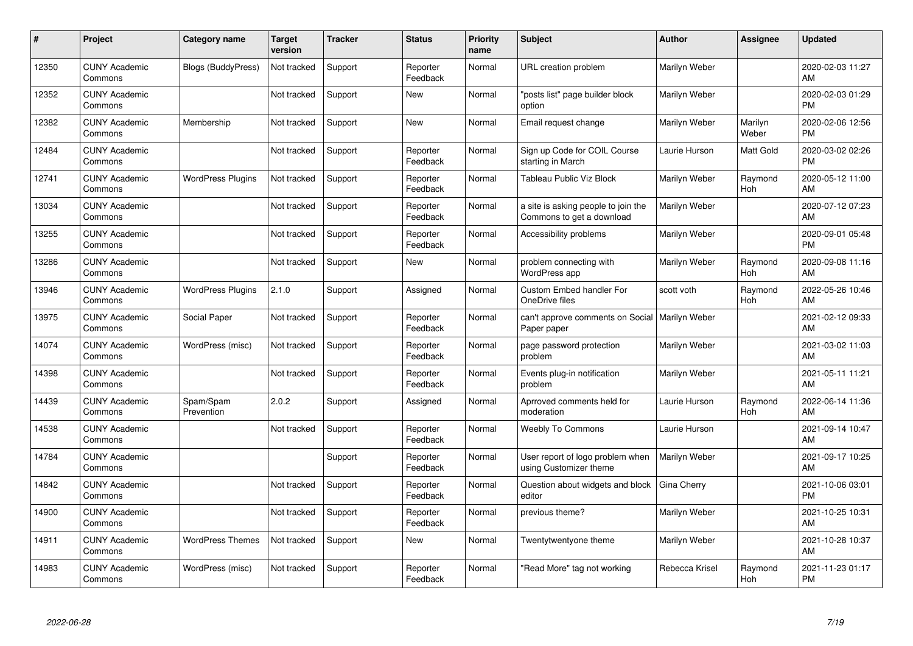| # | Project | Category name | Target version | Tracker | Status | Priority name | Subject | Author | Assignee | Updated |
|---|---|---|---|---|---|---|---|---|---|---|
| 12350 | CUNY Academic Commons | Blogs (BuddyPress) | Not tracked | Support | Reporter Feedback | Normal | URL creation problem | Marilyn Weber | | 2020-02-03 11:27 AM |
| 12352 | CUNY Academic Commons | | Not tracked | Support | New | Normal | "posts list" page builder block option | Marilyn Weber | | 2020-02-03 01:29 PM |
| 12382 | CUNY Academic Commons | Membership | Not tracked | Support | New | Normal | Email request change | Marilyn Weber | Marilyn Weber | 2020-02-06 12:56 PM |
| 12484 | CUNY Academic Commons | | Not tracked | Support | Reporter Feedback | Normal | Sign up Code for COIL Course starting in March | Laurie Hurson | Matt Gold | 2020-03-02 02:26 PM |
| 12741 | CUNY Academic Commons | WordPress Plugins | Not tracked | Support | Reporter Feedback | Normal | Tableau Public Viz Block | Marilyn Weber | Raymond Hoh | 2020-05-12 11:00 AM |
| 13034 | CUNY Academic Commons | | Not tracked | Support | Reporter Feedback | Normal | a site is asking people to join the Commons to get a download | Marilyn Weber | | 2020-07-12 07:23 AM |
| 13255 | CUNY Academic Commons | | Not tracked | Support | Reporter Feedback | Normal | Accessibility problems | Marilyn Weber | | 2020-09-01 05:48 PM |
| 13286 | CUNY Academic Commons | | Not tracked | Support | New | Normal | problem connecting with WordPress app | Marilyn Weber | Raymond Hoh | 2020-09-08 11:16 AM |
| 13946 | CUNY Academic Commons | WordPress Plugins | 2.1.0 | Support | Assigned | Normal | Custom Embed handler For OneDrive files | scott voth | Raymond Hoh | 2022-05-26 10:46 AM |
| 13975 | CUNY Academic Commons | Social Paper | Not tracked | Support | Reporter Feedback | Normal | can't approve comments on Social Paper paper | Marilyn Weber | | 2021-02-12 09:33 AM |
| 14074 | CUNY Academic Commons | WordPress (misc) | Not tracked | Support | Reporter Feedback | Normal | page password protection problem | Marilyn Weber | | 2021-03-02 11:03 AM |
| 14398 | CUNY Academic Commons | | Not tracked | Support | Reporter Feedback | Normal | Events plug-in notification problem | Marilyn Weber | | 2021-05-11 11:21 AM |
| 14439 | CUNY Academic Commons | Spam/Spam Prevention | 2.0.2 | Support | Assigned | Normal | Aprroved comments held for moderation | Laurie Hurson | Raymond Hoh | 2022-06-14 11:36 AM |
| 14538 | CUNY Academic Commons | | Not tracked | Support | Reporter Feedback | Normal | Weebly To Commons | Laurie Hurson | | 2021-09-14 10:47 AM |
| 14784 | CUNY Academic Commons | | | Support | Reporter Feedback | Normal | User report of logo problem when using Customizer theme | Marilyn Weber | | 2021-09-17 10:25 AM |
| 14842 | CUNY Academic Commons | | Not tracked | Support | Reporter Feedback | Normal | Question about widgets and block editor | Gina Cherry | | 2021-10-06 03:01 PM |
| 14900 | CUNY Academic Commons | | Not tracked | Support | Reporter Feedback | Normal | previous theme? | Marilyn Weber | | 2021-10-25 10:31 AM |
| 14911 | CUNY Academic Commons | WordPress Themes | Not tracked | Support | New | Normal | Twentytwentyone theme | Marilyn Weber | | 2021-10-28 10:37 AM |
| 14983 | CUNY Academic Commons | WordPress (misc) | Not tracked | Support | Reporter Feedback | Normal | "Read More" tag not working | Rebecca Krisel | Raymond Hoh | 2021-11-23 01:17 PM |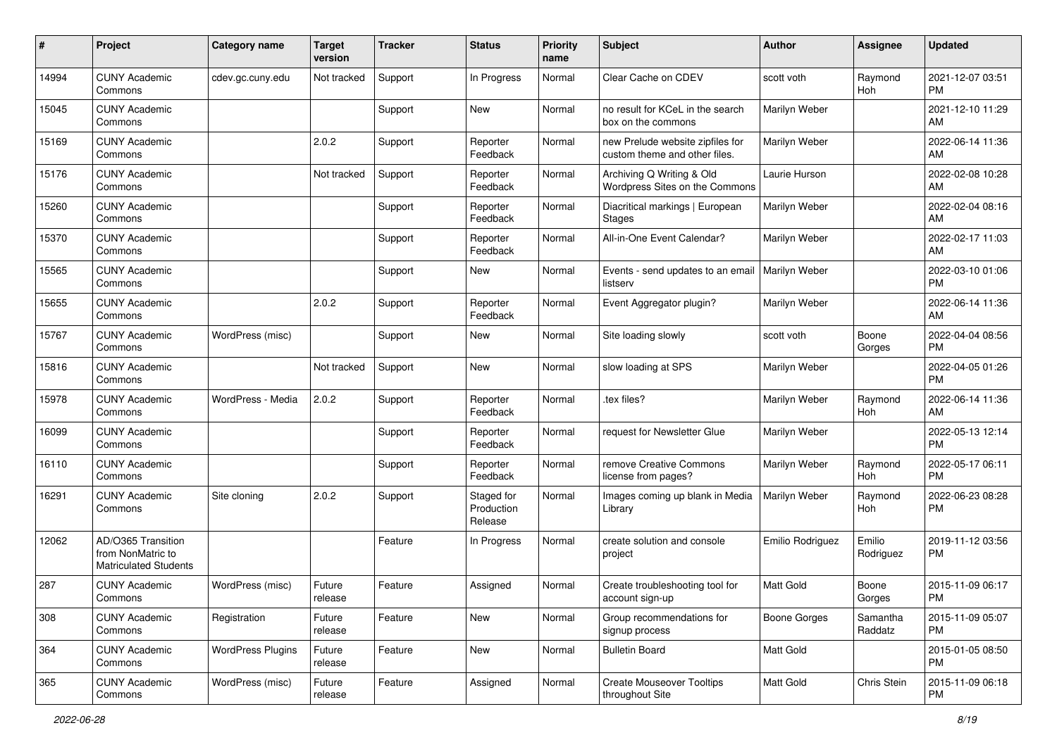| # | Project | Category name | Target version | Tracker | Status | Priority name | Subject | Author | Assignee | Updated |
|---|---|---|---|---|---|---|---|---|---|---|
| 14994 | CUNY Academic Commons | cdev.gc.cuny.edu | Not tracked | Support | In Progress | Normal | Clear Cache on CDEV | scott voth | Raymond Hoh | 2021-12-07 03:51 PM |
| 15045 | CUNY Academic Commons | | | Support | New | Normal | no result for KCeL in the search box on the commons | Marilyn Weber | | 2021-12-10 11:29 AM |
| 15169 | CUNY Academic Commons | | 2.0.2 | Support | Reporter Feedback | Normal | new Prelude website zipfiles for custom theme and other files. | Marilyn Weber | | 2022-06-14 11:36 AM |
| 15176 | CUNY Academic Commons | | Not tracked | Support | Reporter Feedback | Normal | Archiving Q Writing & Old Wordpress Sites on the Commons | Laurie Hurson | | 2022-02-08 10:28 AM |
| 15260 | CUNY Academic Commons | | | Support | Reporter Feedback | Normal | Diacritical markings \| European Stages | Marilyn Weber | | 2022-02-04 08:16 AM |
| 15370 | CUNY Academic Commons | | | Support | Reporter Feedback | Normal | All-in-One Event Calendar? | Marilyn Weber | | 2022-02-17 11:03 AM |
| 15565 | CUNY Academic Commons | | | Support | New | Normal | Events - send updates to an email listserv | Marilyn Weber | | 2022-03-10 01:06 PM |
| 15655 | CUNY Academic Commons | | 2.0.2 | Support | Reporter Feedback | Normal | Event Aggregator plugin? | Marilyn Weber | | 2022-06-14 11:36 AM |
| 15767 | CUNY Academic Commons | WordPress (misc) | | Support | New | Normal | Site loading slowly | scott voth | Boone Gorges | 2022-04-04 08:56 PM |
| 15816 | CUNY Academic Commons | | Not tracked | Support | New | Normal | slow loading at SPS | Marilyn Weber | | 2022-04-05 01:26 PM |
| 15978 | CUNY Academic Commons | WordPress - Media | 2.0.2 | Support | Reporter Feedback | Normal | .tex files? | Marilyn Weber | Raymond Hoh | 2022-06-14 11:36 AM |
| 16099 | CUNY Academic Commons | | | Support | Reporter Feedback | Normal | request for Newsletter Glue | Marilyn Weber | | 2022-05-13 12:14 PM |
| 16110 | CUNY Academic Commons | | | Support | Reporter Feedback | Normal | remove Creative Commons license from pages? | Marilyn Weber | Raymond Hoh | 2022-05-17 06:11 PM |
| 16291 | CUNY Academic Commons | Site cloning | 2.0.2 | Support | Staged for Production Release | Normal | Images coming up blank in Media Library | Marilyn Weber | Raymond Hoh | 2022-06-23 08:28 PM |
| 12062 | AD/O365 Transition from NonMatric to Matriculated Students | | | Feature | In Progress | Normal | create solution and console project | Emilio Rodriguez | Emilio Rodriguez | 2019-11-12 03:56 PM |
| 287 | CUNY Academic Commons | WordPress (misc) | Future release | Feature | Assigned | Normal | Create troubleshooting tool for account sign-up | Matt Gold | Boone Gorges | 2015-11-09 06:17 PM |
| 308 | CUNY Academic Commons | Registration | Future release | Feature | New | Normal | Group recommendations for signup process | Boone Gorges | Samantha Raddatz | 2015-11-09 05:07 PM |
| 364 | CUNY Academic Commons | WordPress Plugins | Future release | Feature | New | Normal | Bulletin Board | Matt Gold | | 2015-01-05 08:50 PM |
| 365 | CUNY Academic Commons | WordPress (misc) | Future release | Feature | Assigned | Normal | Create Mouseover Tooltips throughout Site | Matt Gold | Chris Stein | 2015-11-09 06:18 PM |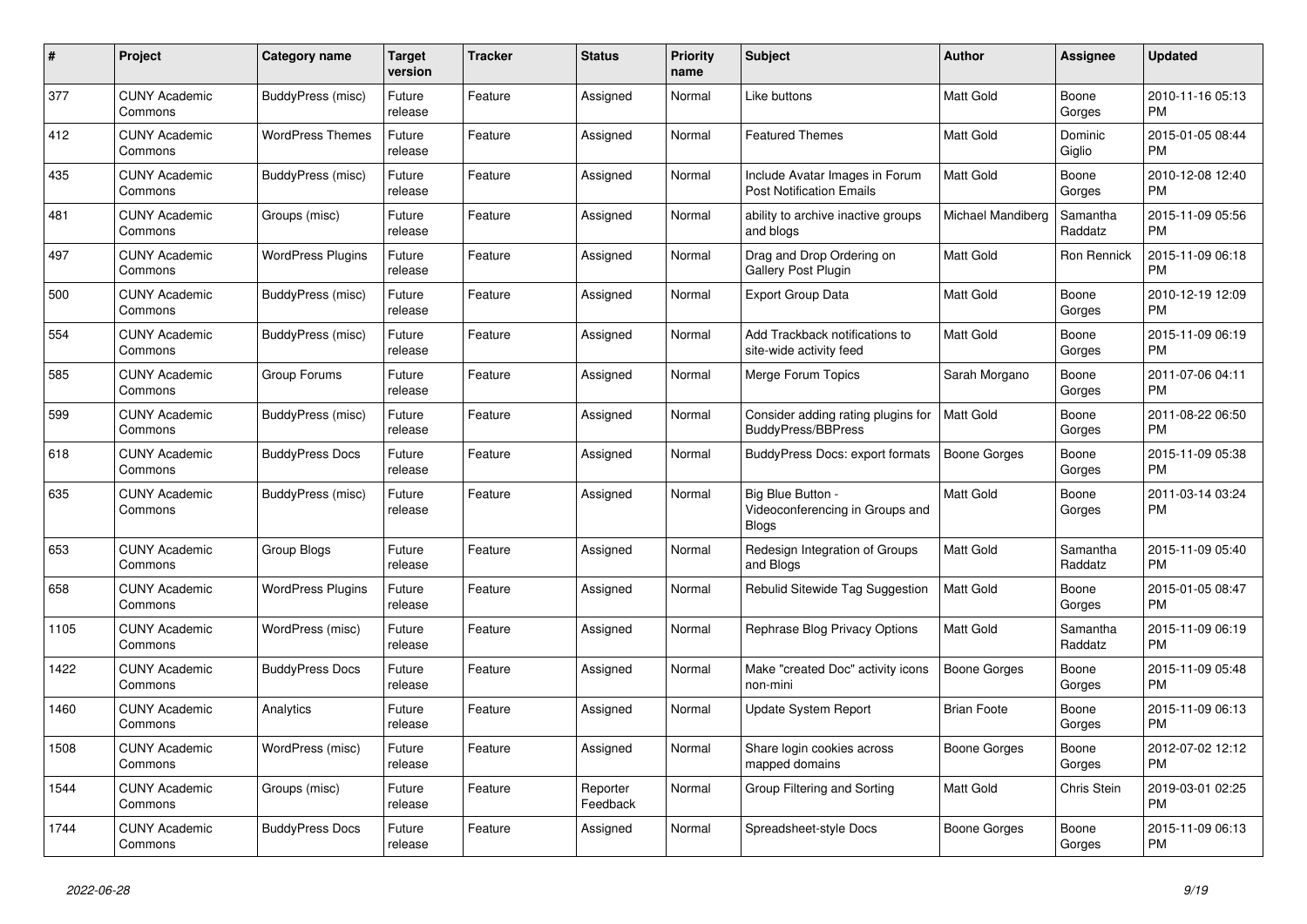| # | Project | Category name | Target version | Tracker | Status | Priority name | Subject | Author | Assignee | Updated |
|---|---|---|---|---|---|---|---|---|---|---|
| 377 | CUNY Academic Commons | BuddyPress (misc) | Future release | Feature | Assigned | Normal | Like buttons | Matt Gold | Boone Gorges | 2010-11-16 05:13 PM |
| 412 | CUNY Academic Commons | WordPress Themes | Future release | Feature | Assigned | Normal | Featured Themes | Matt Gold | Dominic Giglio | 2015-01-05 08:44 PM |
| 435 | CUNY Academic Commons | BuddyPress (misc) | Future release | Feature | Assigned | Normal | Include Avatar Images in Forum Post Notification Emails | Matt Gold | Boone Gorges | 2010-12-08 12:40 PM |
| 481 | CUNY Academic Commons | Groups (misc) | Future release | Feature | Assigned | Normal | ability to archive inactive groups and blogs | Michael Mandiberg | Samantha Raddatz | 2015-11-09 05:56 PM |
| 497 | CUNY Academic Commons | WordPress Plugins | Future release | Feature | Assigned | Normal | Drag and Drop Ordering on Gallery Post Plugin | Matt Gold | Ron Rennick | 2015-11-09 06:18 PM |
| 500 | CUNY Academic Commons | BuddyPress (misc) | Future release | Feature | Assigned | Normal | Export Group Data | Matt Gold | Boone Gorges | 2010-12-19 12:09 PM |
| 554 | CUNY Academic Commons | BuddyPress (misc) | Future release | Feature | Assigned | Normal | Add Trackback notifications to site-wide activity feed | Matt Gold | Boone Gorges | 2015-11-09 06:19 PM |
| 585 | CUNY Academic Commons | Group Forums | Future release | Feature | Assigned | Normal | Merge Forum Topics | Sarah Morgano | Boone Gorges | 2011-07-06 04:11 PM |
| 599 | CUNY Academic Commons | BuddyPress (misc) | Future release | Feature | Assigned | Normal | Consider adding rating plugins for BuddyPress/BBPress | Matt Gold | Boone Gorges | 2011-08-22 06:50 PM |
| 618 | CUNY Academic Commons | BuddyPress Docs | Future release | Feature | Assigned | Normal | BuddyPress Docs: export formats | Boone Gorges | Boone Gorges | 2015-11-09 05:38 PM |
| 635 | CUNY Academic Commons | BuddyPress (misc) | Future release | Feature | Assigned | Normal | Big Blue Button - Videoconferencing in Groups and Blogs | Matt Gold | Boone Gorges | 2011-03-14 03:24 PM |
| 653 | CUNY Academic Commons | Group Blogs | Future release | Feature | Assigned | Normal | Redesign Integration of Groups and Blogs | Matt Gold | Samantha Raddatz | 2015-11-09 05:40 PM |
| 658 | CUNY Academic Commons | WordPress Plugins | Future release | Feature | Assigned | Normal | Rebulid Sitewide Tag Suggestion | Matt Gold | Boone Gorges | 2015-01-05 08:47 PM |
| 1105 | CUNY Academic Commons | WordPress (misc) | Future release | Feature | Assigned | Normal | Rephrase Blog Privacy Options | Matt Gold | Samantha Raddatz | 2015-11-09 06:19 PM |
| 1422 | CUNY Academic Commons | BuddyPress Docs | Future release | Feature | Assigned | Normal | Make "created Doc" activity icons non-mini | Boone Gorges | Boone Gorges | 2015-11-09 05:48 PM |
| 1460 | CUNY Academic Commons | Analytics | Future release | Feature | Assigned | Normal | Update System Report | Brian Foote | Boone Gorges | 2015-11-09 06:13 PM |
| 1508 | CUNY Academic Commons | WordPress (misc) | Future release | Feature | Assigned | Normal | Share login cookies across mapped domains | Boone Gorges | Boone Gorges | 2012-07-02 12:12 PM |
| 1544 | CUNY Academic Commons | Groups (misc) | Future release | Feature | Reporter Feedback | Normal | Group Filtering and Sorting | Matt Gold | Chris Stein | 2019-03-01 02:25 PM |
| 1744 | CUNY Academic Commons | BuddyPress Docs | Future release | Feature | Assigned | Normal | Spreadsheet-style Docs | Boone Gorges | Boone Gorges | 2015-11-09 06:13 PM |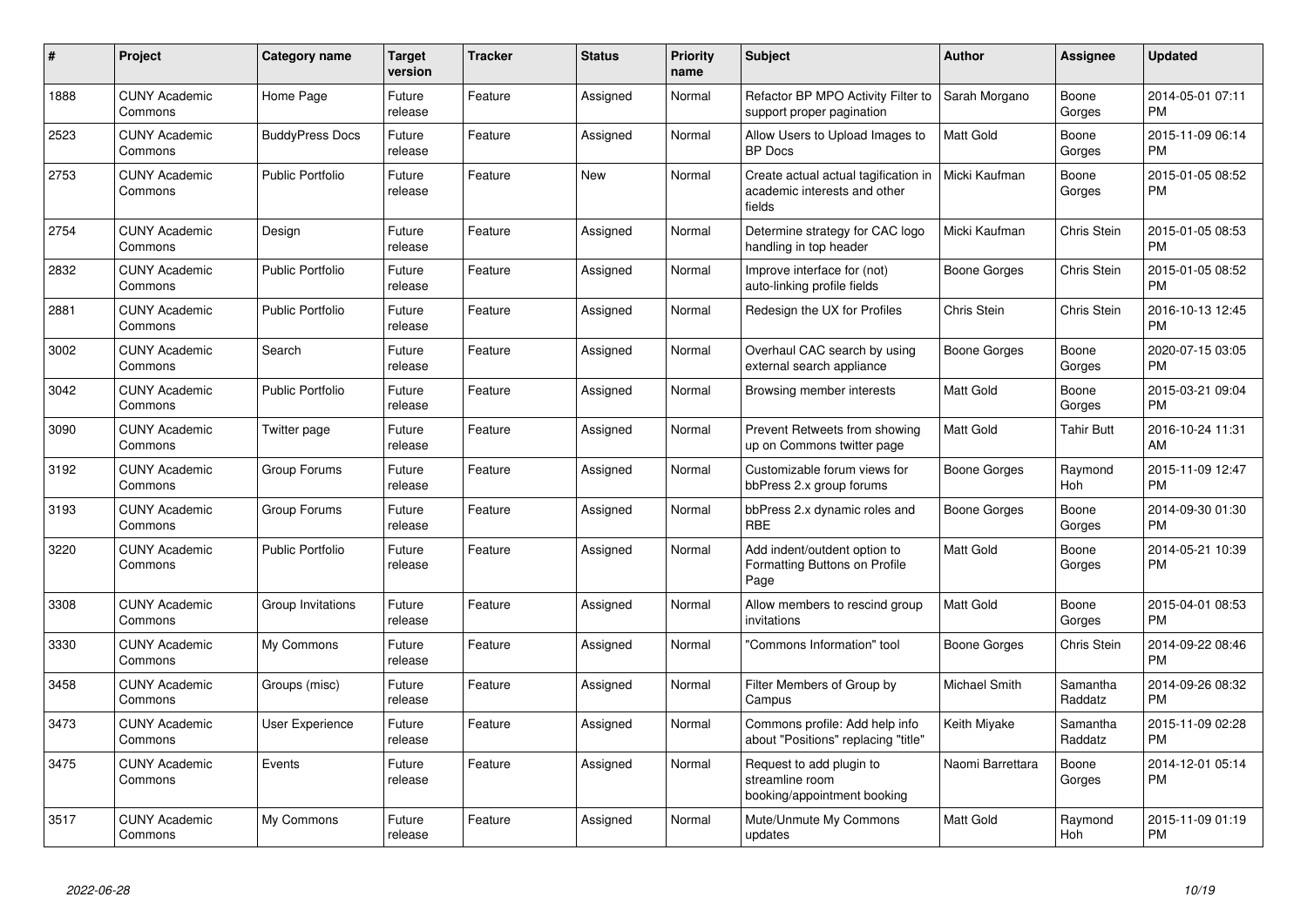| # | Project | Category name | Target version | Tracker | Status | Priority name | Subject | Author | Assignee | Updated |
|---|---|---|---|---|---|---|---|---|---|---|
| 1888 | CUNY Academic Commons | Home Page | Future release | Feature | Assigned | Normal | Refactor BP MPO Activity Filter to support proper pagination | Sarah Morgano | Boone Gorges | 2014-05-01 07:11 PM |
| 2523 | CUNY Academic Commons | BuddyPress Docs | Future release | Feature | Assigned | Normal | Allow Users to Upload Images to BP Docs | Matt Gold | Boone Gorges | 2015-11-09 06:14 PM |
| 2753 | CUNY Academic Commons | Public Portfolio | Future release | Feature | New | Normal | Create actual actual tagification in academic interests and other fields | Micki Kaufman | Boone Gorges | 2015-01-05 08:52 PM |
| 2754 | CUNY Academic Commons | Design | Future release | Feature | Assigned | Normal | Determine strategy for CAC logo handling in top header | Micki Kaufman | Chris Stein | 2015-01-05 08:53 PM |
| 2832 | CUNY Academic Commons | Public Portfolio | Future release | Feature | Assigned | Normal | Improve interface for (not) auto-linking profile fields | Boone Gorges | Chris Stein | 2015-01-05 08:52 PM |
| 2881 | CUNY Academic Commons | Public Portfolio | Future release | Feature | Assigned | Normal | Redesign the UX for Profiles | Chris Stein | Chris Stein | 2016-10-13 12:45 PM |
| 3002 | CUNY Academic Commons | Search | Future release | Feature | Assigned | Normal | Overhaul CAC search by using external search appliance | Boone Gorges | Boone Gorges | 2020-07-15 03:05 PM |
| 3042 | CUNY Academic Commons | Public Portfolio | Future release | Feature | Assigned | Normal | Browsing member interests | Matt Gold | Boone Gorges | 2015-03-21 09:04 PM |
| 3090 | CUNY Academic Commons | Twitter page | Future release | Feature | Assigned | Normal | Prevent Retweets from showing up on Commons twitter page | Matt Gold | Tahir Butt | 2016-10-24 11:31 AM |
| 3192 | CUNY Academic Commons | Group Forums | Future release | Feature | Assigned | Normal | Customizable forum views for bbPress 2.x group forums | Boone Gorges | Raymond Hoh | 2015-11-09 12:47 PM |
| 3193 | CUNY Academic Commons | Group Forums | Future release | Feature | Assigned | Normal | bbPress 2.x dynamic roles and RBE | Boone Gorges | Boone Gorges | 2014-09-30 01:30 PM |
| 3220 | CUNY Academic Commons | Public Portfolio | Future release | Feature | Assigned | Normal | Add indent/outdent option to Formatting Buttons on Profile Page | Matt Gold | Boone Gorges | 2014-05-21 10:39 PM |
| 3308 | CUNY Academic Commons | Group Invitations | Future release | Feature | Assigned | Normal | Allow members to rescind group invitations | Matt Gold | Boone Gorges | 2015-04-01 08:53 PM |
| 3330 | CUNY Academic Commons | My Commons | Future release | Feature | Assigned | Normal | "Commons Information" tool | Boone Gorges | Chris Stein | 2014-09-22 08:46 PM |
| 3458 | CUNY Academic Commons | Groups (misc) | Future release | Feature | Assigned | Normal | Filter Members of Group by Campus | Michael Smith | Samantha Raddatz | 2014-09-26 08:32 PM |
| 3473 | CUNY Academic Commons | User Experience | Future release | Feature | Assigned | Normal | Commons profile: Add help info about "Positions" replacing "title" | Keith Miyake | Samantha Raddatz | 2015-11-09 02:28 PM |
| 3475 | CUNY Academic Commons | Events | Future release | Feature | Assigned | Normal | Request to add plugin to streamline room booking/appointment booking | Naomi Barrettara | Boone Gorges | 2014-12-01 05:14 PM |
| 3517 | CUNY Academic Commons | My Commons | Future release | Feature | Assigned | Normal | Mute/Unmute My Commons updates | Matt Gold | Raymond Hoh | 2015-11-09 01:19 PM |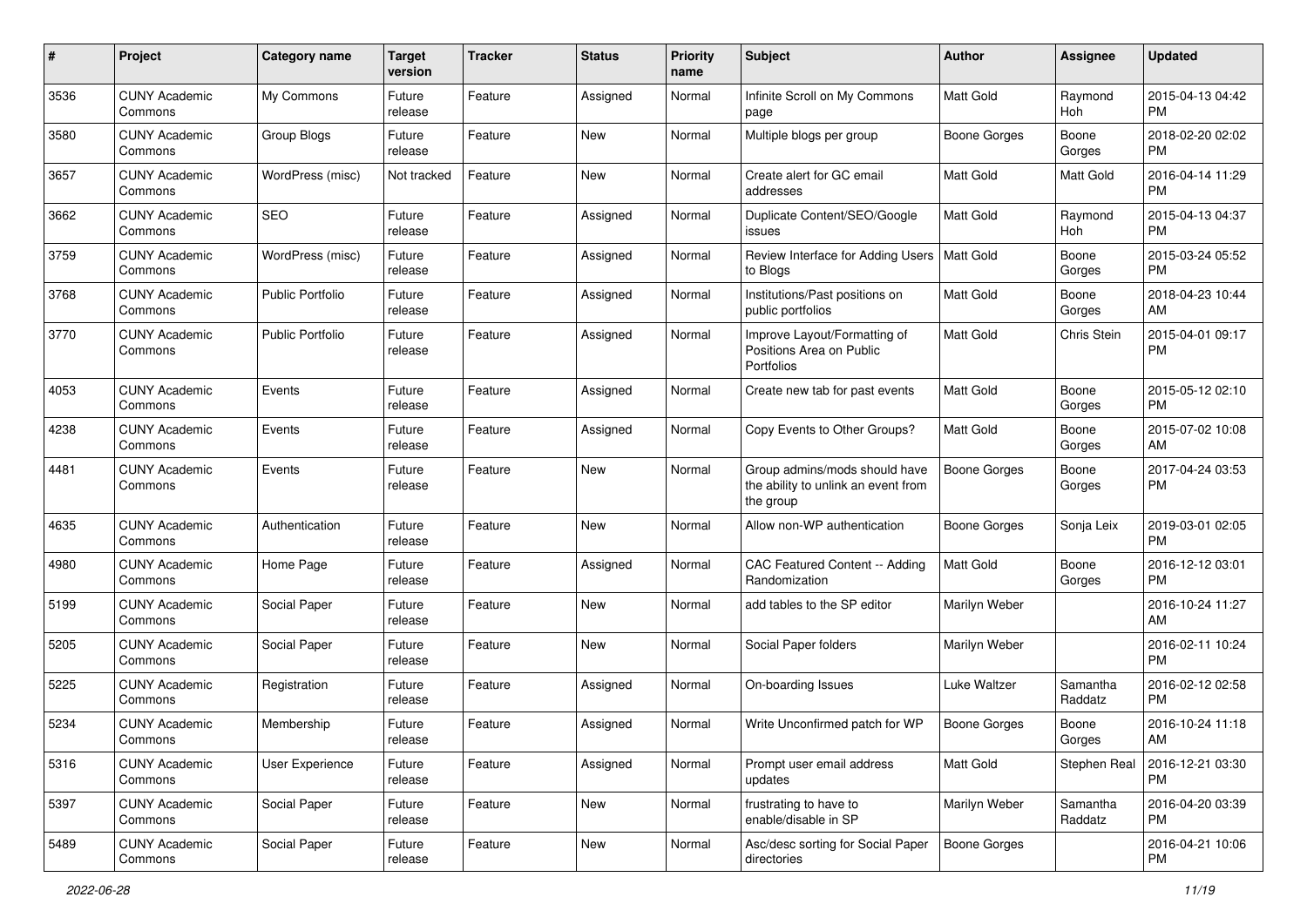| # | Project | Category name | Target version | Tracker | Status | Priority name | Subject | Author | Assignee | Updated |
|---|---|---|---|---|---|---|---|---|---|---|
| 3536 | CUNY Academic Commons | My Commons | Future release | Feature | Assigned | Normal | Infinite Scroll on My Commons page | Matt Gold | Raymond Hoh | 2015-04-13 04:42 PM |
| 3580 | CUNY Academic Commons | Group Blogs | Future release | Feature | New | Normal | Multiple blogs per group | Boone Gorges | Boone Gorges | 2018-02-20 02:02 PM |
| 3657 | CUNY Academic Commons | WordPress (misc) | Not tracked | Feature | New | Normal | Create alert for GC email addresses | Matt Gold | Matt Gold | 2016-04-14 11:29 PM |
| 3662 | CUNY Academic Commons | SEO | Future release | Feature | Assigned | Normal | Duplicate Content/SEO/Google issues | Matt Gold | Raymond Hoh | 2015-04-13 04:37 PM |
| 3759 | CUNY Academic Commons | WordPress (misc) | Future release | Feature | Assigned | Normal | Review Interface for Adding Users to Blogs | Matt Gold | Boone Gorges | 2015-03-24 05:52 PM |
| 3768 | CUNY Academic Commons | Public Portfolio | Future release | Feature | Assigned | Normal | Institutions/Past positions on public portfolios | Matt Gold | Boone Gorges | 2018-04-23 10:44 AM |
| 3770 | CUNY Academic Commons | Public Portfolio | Future release | Feature | Assigned | Normal | Improve Layout/Formatting of Positions Area on Public Portfolios | Matt Gold | Chris Stein | 2015-04-01 09:17 PM |
| 4053 | CUNY Academic Commons | Events | Future release | Feature | Assigned | Normal | Create new tab for past events | Matt Gold | Boone Gorges | 2015-05-12 02:10 PM |
| 4238 | CUNY Academic Commons | Events | Future release | Feature | Assigned | Normal | Copy Events to Other Groups? | Matt Gold | Boone Gorges | 2015-07-02 10:08 AM |
| 4481 | CUNY Academic Commons | Events | Future release | Feature | New | Normal | Group admins/mods should have the ability to unlink an event from the group | Boone Gorges | Boone Gorges | 2017-04-24 03:53 PM |
| 4635 | CUNY Academic Commons | Authentication | Future release | Feature | New | Normal | Allow non-WP authentication | Boone Gorges | Sonja Leix | 2019-03-01 02:05 PM |
| 4980 | CUNY Academic Commons | Home Page | Future release | Feature | Assigned | Normal | CAC Featured Content -- Adding Randomization | Matt Gold | Boone Gorges | 2016-12-12 03:01 PM |
| 5199 | CUNY Academic Commons | Social Paper | Future release | Feature | New | Normal | add tables to the SP editor | Marilyn Weber | | 2016-10-24 11:27 AM |
| 5205 | CUNY Academic Commons | Social Paper | Future release | Feature | New | Normal | Social Paper folders | Marilyn Weber | | 2016-02-11 10:24 PM |
| 5225 | CUNY Academic Commons | Registration | Future release | Feature | Assigned | Normal | On-boarding Issues | Luke Waltzer | Samantha Raddatz | 2016-02-12 02:58 PM |
| 5234 | CUNY Academic Commons | Membership | Future release | Feature | Assigned | Normal | Write Unconfirmed patch for WP | Boone Gorges | Boone Gorges | 2016-10-24 11:18 AM |
| 5316 | CUNY Academic Commons | User Experience | Future release | Feature | Assigned | Normal | Prompt user email address updates | Matt Gold | Stephen Real | 2016-12-21 03:30 PM |
| 5397 | CUNY Academic Commons | Social Paper | Future release | Feature | New | Normal | frustrating to have to enable/disable in SP | Marilyn Weber | Samantha Raddatz | 2016-04-20 03:39 PM |
| 5489 | CUNY Academic Commons | Social Paper | Future release | Feature | New | Normal | Asc/desc sorting for Social Paper directories | Boone Gorges | | 2016-04-21 10:06 PM |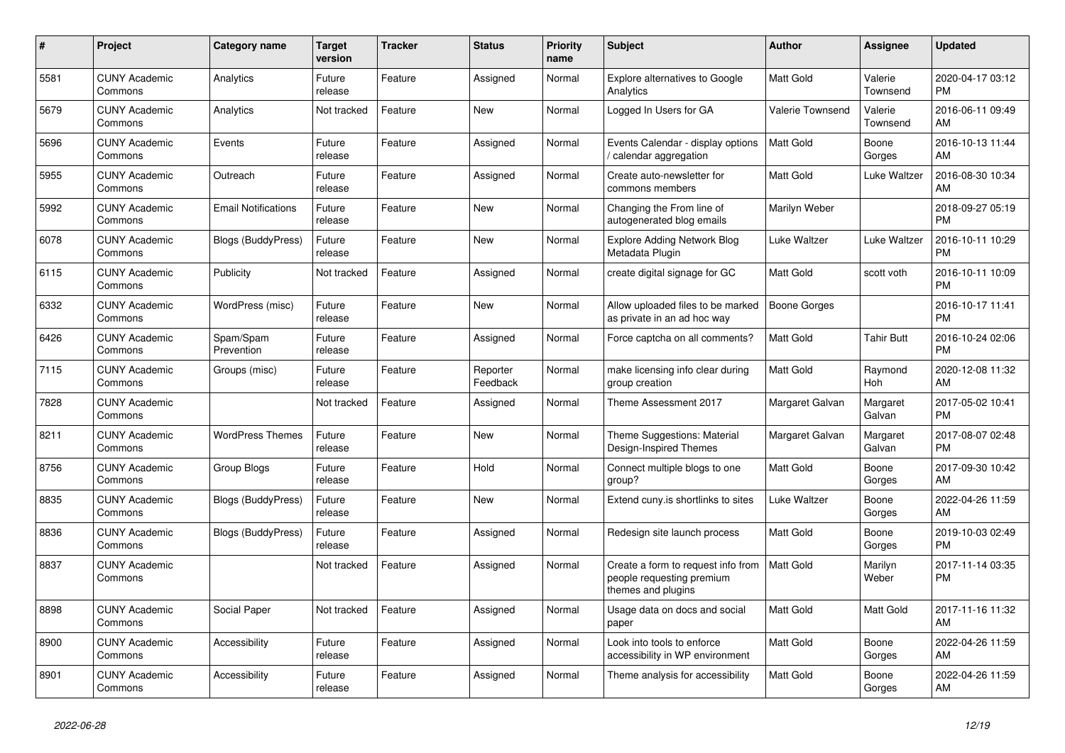| # | Project | Category name | Target version | Tracker | Status | Priority name | Subject | Author | Assignee | Updated |
|---|---|---|---|---|---|---|---|---|---|---|
| 5581 | CUNY Academic Commons | Analytics | Future release | Feature | Assigned | Normal | Explore alternatives to Google Analytics | Matt Gold | Valerie Townsend | 2020-04-17 03:12 PM |
| 5679 | CUNY Academic Commons | Analytics | Not tracked | Feature | New | Normal | Logged In Users for GA | Valerie Townsend | Valerie Townsend | 2016-06-11 09:49 AM |
| 5696 | CUNY Academic Commons | Events | Future release | Feature | Assigned | Normal | Events Calendar - display options / calendar aggregation | Matt Gold | Boone Gorges | 2016-10-13 11:44 AM |
| 5955 | CUNY Academic Commons | Outreach | Future release | Feature | Assigned | Normal | Create auto-newsletter for commons members | Matt Gold | Luke Waltzer | 2016-08-30 10:34 AM |
| 5992 | CUNY Academic Commons | Email Notifications | Future release | Feature | New | Normal | Changing the From line of autogenerated blog emails | Marilyn Weber | | 2018-09-27 05:19 PM |
| 6078 | CUNY Academic Commons | Blogs (BuddyPress) | Future release | Feature | New | Normal | Explore Adding Network Blog Metadata Plugin | Luke Waltzer | Luke Waltzer | 2016-10-11 10:29 PM |
| 6115 | CUNY Academic Commons | Publicity | Not tracked | Feature | Assigned | Normal | create digital signage for GC | Matt Gold | scott voth | 2016-10-11 10:09 PM |
| 6332 | CUNY Academic Commons | WordPress (misc) | Future release | Feature | New | Normal | Allow uploaded files to be marked as private in an ad hoc way | Boone Gorges | | 2016-10-17 11:41 PM |
| 6426 | CUNY Academic Commons | Spam/Spam Prevention | Future release | Feature | Assigned | Normal | Force captcha on all comments? | Matt Gold | Tahir Butt | 2016-10-24 02:06 PM |
| 7115 | CUNY Academic Commons | Groups (misc) | Future release | Feature | Reporter Feedback | Normal | make licensing info clear during group creation | Matt Gold | Raymond Hoh | 2020-12-08 11:32 AM |
| 7828 | CUNY Academic Commons | | Not tracked | Feature | Assigned | Normal | Theme Assessment 2017 | Margaret Galvan | Margaret Galvan | 2017-05-02 10:41 PM |
| 8211 | CUNY Academic Commons | WordPress Themes | Future release | Feature | New | Normal | Theme Suggestions: Material Design-Inspired Themes | Margaret Galvan | Margaret Galvan | 2017-08-07 02:48 PM |
| 8756 | CUNY Academic Commons | Group Blogs | Future release | Feature | Hold | Normal | Connect multiple blogs to one group? | Matt Gold | Boone Gorges | 2017-09-30 10:42 AM |
| 8835 | CUNY Academic Commons | Blogs (BuddyPress) | Future release | Feature | New | Normal | Extend cuny.is shortlinks to sites | Luke Waltzer | Boone Gorges | 2022-04-26 11:59 AM |
| 8836 | CUNY Academic Commons | Blogs (BuddyPress) | Future release | Feature | Assigned | Normal | Redesign site launch process | Matt Gold | Boone Gorges | 2019-10-03 02:49 PM |
| 8837 | CUNY Academic Commons | | Not tracked | Feature | Assigned | Normal | Create a form to request info from people requesting premium themes and plugins | Matt Gold | Marilyn Weber | 2017-11-14 03:35 PM |
| 8898 | CUNY Academic Commons | Social Paper | Not tracked | Feature | Assigned | Normal | Usage data on docs and social paper | Matt Gold | Matt Gold | 2017-11-16 11:32 AM |
| 8900 | CUNY Academic Commons | Accessibility | Future release | Feature | Assigned | Normal | Look into tools to enforce accessibility in WP environment | Matt Gold | Boone Gorges | 2022-04-26 11:59 AM |
| 8901 | CUNY Academic Commons | Accessibility | Future release | Feature | Assigned | Normal | Theme analysis for accessibility | Matt Gold | Boone Gorges | 2022-04-26 11:59 AM |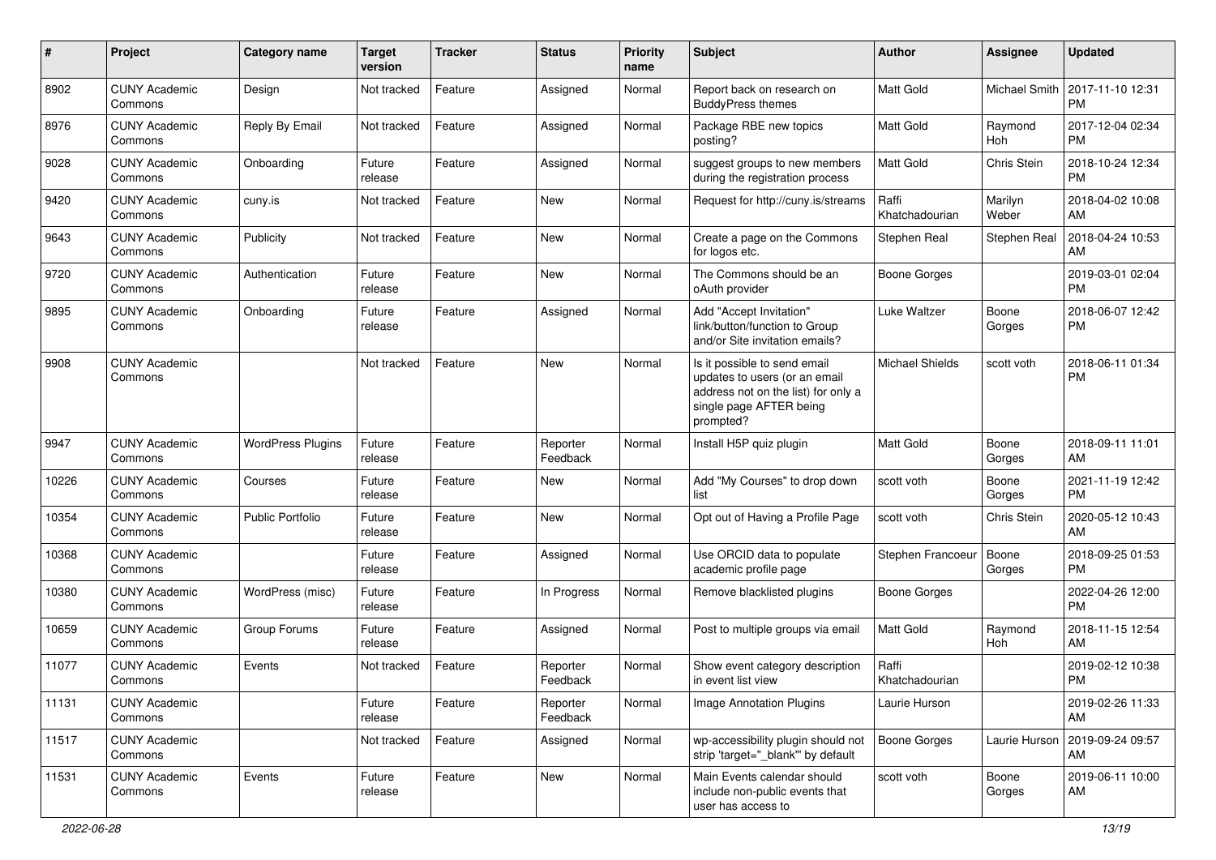| # | Project | Category name | Target version | Tracker | Status | Priority name | Subject | Author | Assignee | Updated |
|---|---|---|---|---|---|---|---|---|---|---|
| 8902 | CUNY Academic Commons | Design | Not tracked | Feature | Assigned | Normal | Report back on research on BuddyPress themes | Matt Gold | Michael Smith | 2017-11-10 12:31 PM |
| 8976 | CUNY Academic Commons | Reply By Email | Not tracked | Feature | Assigned | Normal | Package RBE new topics posting? | Matt Gold | Raymond Hoh | 2017-12-04 02:34 PM |
| 9028 | CUNY Academic Commons | Onboarding | Future release | Feature | Assigned | Normal | suggest groups to new members during the registration process | Matt Gold | Chris Stein | 2018-10-24 12:34 PM |
| 9420 | CUNY Academic Commons | cuny.is | Not tracked | Feature | New | Normal | Request for http://cuny.is/streams | Raffi Khatchadourian | Marilyn Weber | 2018-04-02 10:08 AM |
| 9643 | CUNY Academic Commons | Publicity | Not tracked | Feature | New | Normal | Create a page on the Commons for logos etc. | Stephen Real | Stephen Real | 2018-04-24 10:53 AM |
| 9720 | CUNY Academic Commons | Authentication | Future release | Feature | New | Normal | The Commons should be an oAuth provider | Boone Gorges | | 2019-03-01 02:04 PM |
| 9895 | CUNY Academic Commons | Onboarding | Future release | Feature | Assigned | Normal | Add "Accept Invitation" link/button/function to Group and/or Site invitation emails? | Luke Waltzer | Boone Gorges | 2018-06-07 12:42 PM |
| 9908 | CUNY Academic Commons | | Not tracked | Feature | New | Normal | Is it possible to send email updates to users (or an email address not on the list) for only a single page AFTER being prompted? | Michael Shields | scott voth | 2018-06-11 01:34 PM |
| 9947 | CUNY Academic Commons | WordPress Plugins | Future release | Feature | Reporter Feedback | Normal | Install H5P quiz plugin | Matt Gold | Boone Gorges | 2018-09-11 11:01 AM |
| 10226 | CUNY Academic Commons | Courses | Future release | Feature | New | Normal | Add "My Courses" to drop down list | scott voth | Boone Gorges | 2021-11-19 12:42 PM |
| 10354 | CUNY Academic Commons | Public Portfolio | Future release | Feature | New | Normal | Opt out of Having a Profile Page | scott voth | Chris Stein | 2020-05-12 10:43 AM |
| 10368 | CUNY Academic Commons | | Future release | Feature | Assigned | Normal | Use ORCID data to populate academic profile page | Stephen Francoeur | Boone Gorges | 2018-09-25 01:53 PM |
| 10380 | CUNY Academic Commons | WordPress (misc) | Future release | Feature | In Progress | Normal | Remove blacklisted plugins | Boone Gorges | | 2022-04-26 12:00 PM |
| 10659 | CUNY Academic Commons | Group Forums | Future release | Feature | Assigned | Normal | Post to multiple groups via email | Matt Gold | Raymond Hoh | 2018-11-15 12:54 AM |
| 11077 | CUNY Academic Commons | Events | Not tracked | Feature | Reporter Feedback | Normal | Show event category description in event list view | Raffi Khatchadourian | | 2019-02-12 10:38 PM |
| 11131 | CUNY Academic Commons | | Future release | Feature | Reporter Feedback | Normal | Image Annotation Plugins | Laurie Hurson | | 2019-02-26 11:33 AM |
| 11517 | CUNY Academic Commons | | Not tracked | Feature | Assigned | Normal | wp-accessibility plugin should not strip 'target="_blank"' by default | Boone Gorges | Laurie Hurson | 2019-09-24 09:57 AM |
| 11531 | CUNY Academic Commons | Events | Future release | Feature | New | Normal | Main Events calendar should include non-public events that user has access to | scott voth | Boone Gorges | 2019-06-11 10:00 AM |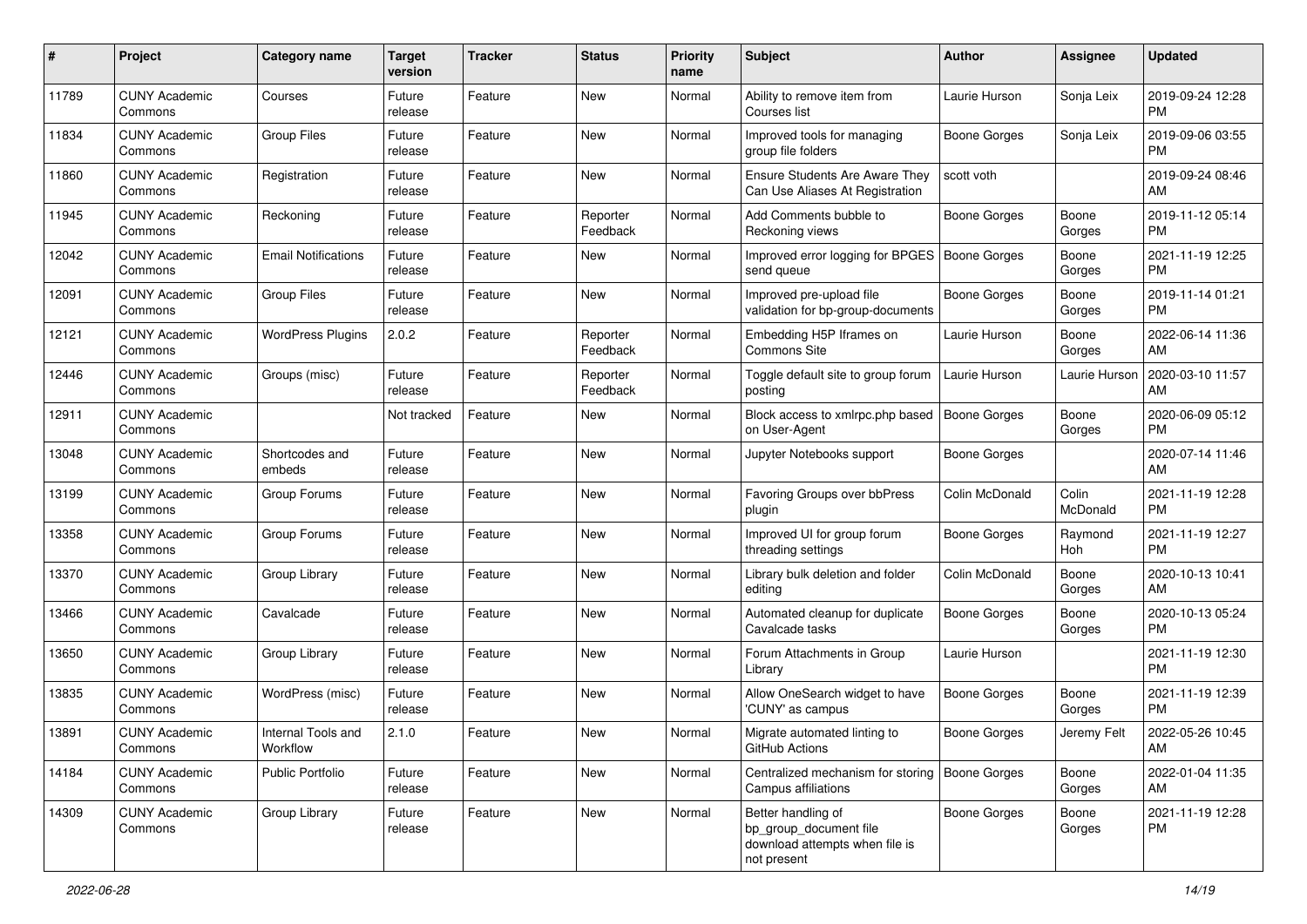| # | Project | Category name | Target version | Tracker | Status | Priority name | Subject | Author | Assignee | Updated |
|---|---|---|---|---|---|---|---|---|---|---|
| 11789 | CUNY Academic Commons | Courses | Future release | Feature | New | Normal | Ability to remove item from Courses list | Laurie Hurson | Sonja Leix | 2019-09-24 12:28 PM |
| 11834 | CUNY Academic Commons | Group Files | Future release | Feature | New | Normal | Improved tools for managing group file folders | Boone Gorges | Sonja Leix | 2019-09-06 03:55 PM |
| 11860 | CUNY Academic Commons | Registration | Future release | Feature | New | Normal | Ensure Students Are Aware They Can Use Aliases At Registration | scott voth | | 2019-09-24 08:46 AM |
| 11945 | CUNY Academic Commons | Reckoning | Future release | Feature | Reporter Feedback | Normal | Add Comments bubble to Reckoning views | Boone Gorges | Boone Gorges | 2019-11-12 05:14 PM |
| 12042 | CUNY Academic Commons | Email Notifications | Future release | Feature | New | Normal | Improved error logging for BPGES send queue | Boone Gorges | Boone Gorges | 2021-11-19 12:25 PM |
| 12091 | CUNY Academic Commons | Group Files | Future release | Feature | New | Normal | Improved pre-upload file validation for bp-group-documents | Boone Gorges | Boone Gorges | 2019-11-14 01:21 PM |
| 12121 | CUNY Academic Commons | WordPress Plugins | 2.0.2 | Feature | Reporter Feedback | Normal | Embedding H5P Iframes on Commons Site | Laurie Hurson | Boone Gorges | 2022-06-14 11:36 AM |
| 12446 | CUNY Academic Commons | Groups (misc) | Future release | Feature | Reporter Feedback | Normal | Toggle default site to group forum posting | Laurie Hurson | Laurie Hurson | 2020-03-10 11:57 AM |
| 12911 | CUNY Academic Commons | | Not tracked | Feature | New | Normal | Block access to xmlrpc.php based on User-Agent | Boone Gorges | Boone Gorges | 2020-06-09 05:12 PM |
| 13048 | CUNY Academic Commons | Shortcodes and embeds | Future release | Feature | New | Normal | Jupyter Notebooks support | Boone Gorges | | 2020-07-14 11:46 AM |
| 13199 | CUNY Academic Commons | Group Forums | Future release | Feature | New | Normal | Favoring Groups over bbPress plugin | Colin McDonald | Colin McDonald | 2021-11-19 12:28 PM |
| 13358 | CUNY Academic Commons | Group Forums | Future release | Feature | New | Normal | Improved UI for group forum threading settings | Boone Gorges | Raymond Hoh | 2021-11-19 12:27 PM |
| 13370 | CUNY Academic Commons | Group Library | Future release | Feature | New | Normal | Library bulk deletion and folder editing | Colin McDonald | Boone Gorges | 2020-10-13 10:41 AM |
| 13466 | CUNY Academic Commons | Cavalcade | Future release | Feature | New | Normal | Automated cleanup for duplicate Cavalcade tasks | Boone Gorges | Boone Gorges | 2020-10-13 05:24 PM |
| 13650 | CUNY Academic Commons | Group Library | Future release | Feature | New | Normal | Forum Attachments in Group Library | Laurie Hurson | | 2021-11-19 12:30 PM |
| 13835 | CUNY Academic Commons | WordPress (misc) | Future release | Feature | New | Normal | Allow OneSearch widget to have 'CUNY' as campus | Boone Gorges | Boone Gorges | 2021-11-19 12:39 PM |
| 13891 | CUNY Academic Commons | Internal Tools and Workflow | 2.1.0 | Feature | New | Normal | Migrate automated linting to GitHub Actions | Boone Gorges | Jeremy Felt | 2022-05-26 10:45 AM |
| 14184 | CUNY Academic Commons | Public Portfolio | Future release | Feature | New | Normal | Centralized mechanism for storing Campus affiliations | Boone Gorges | Boone Gorges | 2022-01-04 11:35 AM |
| 14309 | CUNY Academic Commons | Group Library | Future release | Feature | New | Normal | Better handling of bp_group_document file download attempts when file is not present | Boone Gorges | Boone Gorges | 2021-11-19 12:28 PM |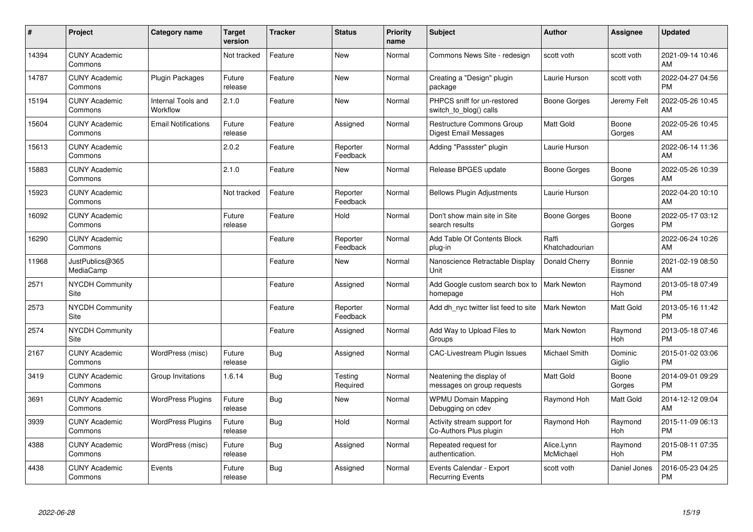| # | Project | Category name | Target version | Tracker | Status | Priority name | Subject | Author | Assignee | Updated |
|---|---|---|---|---|---|---|---|---|---|---|
| 14394 | CUNY Academic Commons | | Not tracked | Feature | New | Normal | Commons News Site - redesign | scott voth | scott voth | 2021-09-14 10:46 AM |
| 14787 | CUNY Academic Commons | Plugin Packages | Future release | Feature | New | Normal | Creating a "Design" plugin package | Laurie Hurson | scott voth | 2022-04-27 04:56 PM |
| 15194 | CUNY Academic Commons | Internal Tools and Workflow | 2.1.0 | Feature | New | Normal | PHPCS sniff for un-restored switch_to_blog() calls | Boone Gorges | Jeremy Felt | 2022-05-26 10:45 AM |
| 15604 | CUNY Academic Commons | Email Notifications | Future release | Feature | Assigned | Normal | Restructure Commons Group Digest Email Messages | Matt Gold | Boone Gorges | 2022-05-26 10:45 AM |
| 15613 | CUNY Academic Commons | | 2.0.2 | Feature | Reporter Feedback | Normal | Adding "Passster" plugin | Laurie Hurson | | 2022-06-14 11:36 AM |
| 15883 | CUNY Academic Commons | | 2.1.0 | Feature | New | Normal | Release BPGES update | Boone Gorges | Boone Gorges | 2022-05-26 10:39 AM |
| 15923 | CUNY Academic Commons | | Not tracked | Feature | Reporter Feedback | Normal | Bellows Plugin Adjustments | Laurie Hurson | | 2022-04-20 10:10 AM |
| 16092 | CUNY Academic Commons | | Future release | Feature | Hold | Normal | Don't show main site in Site search results | Boone Gorges | Boone Gorges | 2022-05-17 03:12 PM |
| 16290 | CUNY Academic Commons | | | Feature | Reporter Feedback | Normal | Add Table Of Contents Block plug-in | Raffi Khatchadourian | | 2022-06-24 10:26 AM |
| 11968 | JustPublics@365 MediaCamp | | | Feature | New | Normal | Nanoscience Retractable Display Unit | Donald Cherry | Bonnie Eissner | 2021-02-19 08:50 AM |
| 2571 | NYCDH Community Site | | | Feature | Assigned | Normal | Add Google custom search box to homepage | Mark Newton | Raymond Hoh | 2013-05-18 07:49 PM |
| 2573 | NYCDH Community Site | | | Feature | Reporter Feedback | Normal | Add dh_nyc twitter list feed to site | Mark Newton | Matt Gold | 2013-05-16 11:42 PM |
| 2574 | NYCDH Community Site | | | Feature | Assigned | Normal | Add Way to Upload Files to Groups | Mark Newton | Raymond Hoh | 2013-05-18 07:46 PM |
| 2167 | CUNY Academic Commons | WordPress (misc) | Future release | Bug | Assigned | Normal | CAC-Livestream Plugin Issues | Michael Smith | Dominic Giglio | 2015-01-02 03:06 PM |
| 3419 | CUNY Academic Commons | Group Invitations | 1.6.14 | Bug | Testing Required | Normal | Neatening the display of messages on group requests | Matt Gold | Boone Gorges | 2014-09-01 09:29 PM |
| 3691 | CUNY Academic Commons | WordPress Plugins | Future release | Bug | New | Normal | WPMU Domain Mapping Debugging on cdev | Raymond Hoh | Matt Gold | 2014-12-12 09:04 AM |
| 3939 | CUNY Academic Commons | WordPress Plugins | Future release | Bug | Hold | Normal | Activity stream support for Co-Authors Plus plugin | Raymond Hoh | Raymond Hoh | 2015-11-09 06:13 PM |
| 4388 | CUNY Academic Commons | WordPress (misc) | Future release | Bug | Assigned | Normal | Repeated request for authentication. | Alice.Lynn McMichael | Raymond Hoh | 2015-08-11 07:35 PM |
| 4438 | CUNY Academic Commons | Events | Future release | Bug | Assigned | Normal | Events Calendar - Export Recurring Events | scott voth | Daniel Jones | 2016-05-23 04:25 PM |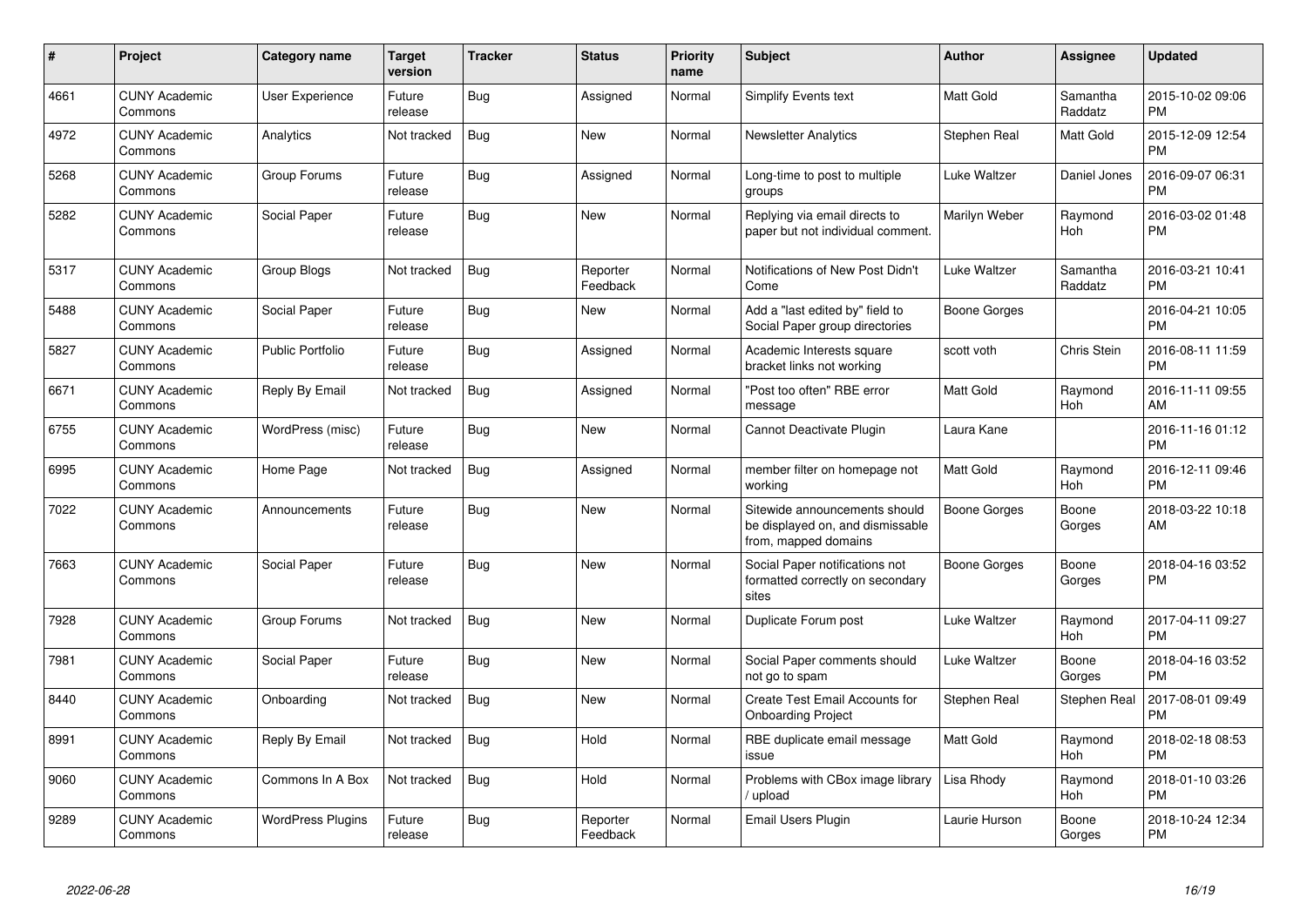| # | Project | Category name | Target version | Tracker | Status | Priority name | Subject | Author | Assignee | Updated |
|---|---|---|---|---|---|---|---|---|---|---|
| 4661 | CUNY Academic Commons | User Experience | Future release | Bug | Assigned | Normal | Simplify Events text | Matt Gold | Samantha Raddatz | 2015-10-02 09:06 PM |
| 4972 | CUNY Academic Commons | Analytics | Not tracked | Bug | New | Normal | Newsletter Analytics | Stephen Real | Matt Gold | 2015-12-09 12:54 PM |
| 5268 | CUNY Academic Commons | Group Forums | Future release | Bug | Assigned | Normal | Long-time to post to multiple groups | Luke Waltzer | Daniel Jones | 2016-09-07 06:31 PM |
| 5282 | CUNY Academic Commons | Social Paper | Future release | Bug | New | Normal | Replying via email directs to paper but not individual comment. | Marilyn Weber | Raymond Hoh | 2016-03-02 01:48 PM |
| 5317 | CUNY Academic Commons | Group Blogs | Not tracked | Bug | Reporter Feedback | Normal | Notifications of New Post Didn't Come | Luke Waltzer | Samantha Raddatz | 2016-03-21 10:41 PM |
| 5488 | CUNY Academic Commons | Social Paper | Future release | Bug | New | Normal | Add a "last edited by" field to Social Paper group directories | Boone Gorges | | 2016-04-21 10:05 PM |
| 5827 | CUNY Academic Commons | Public Portfolio | Future release | Bug | Assigned | Normal | Academic Interests square bracket links not working | scott voth | Chris Stein | 2016-08-11 11:59 PM |
| 6671 | CUNY Academic Commons | Reply By Email | Not tracked | Bug | Assigned | Normal | "Post too often" RBE error message | Matt Gold | Raymond Hoh | 2016-11-11 09:55 AM |
| 6755 | CUNY Academic Commons | WordPress (misc) | Future release | Bug | New | Normal | Cannot Deactivate Plugin | Laura Kane | | 2016-11-16 01:12 PM |
| 6995 | CUNY Academic Commons | Home Page | Not tracked | Bug | Assigned | Normal | member filter on homepage not working | Matt Gold | Raymond Hoh | 2016-12-11 09:46 PM |
| 7022 | CUNY Academic Commons | Announcements | Future release | Bug | New | Normal | Sitewide announcements should be displayed on, and dismissable from, mapped domains | Boone Gorges | Boone Gorges | 2018-03-22 10:18 AM |
| 7663 | CUNY Academic Commons | Social Paper | Future release | Bug | New | Normal | Social Paper notifications not formatted correctly on secondary sites | Boone Gorges | Boone Gorges | 2018-04-16 03:52 PM |
| 7928 | CUNY Academic Commons | Group Forums | Not tracked | Bug | New | Normal | Duplicate Forum post | Luke Waltzer | Raymond Hoh | 2017-04-11 09:27 PM |
| 7981 | CUNY Academic Commons | Social Paper | Future release | Bug | New | Normal | Social Paper comments should not go to spam | Luke Waltzer | Boone Gorges | 2018-04-16 03:52 PM |
| 8440 | CUNY Academic Commons | Onboarding | Not tracked | Bug | New | Normal | Create Test Email Accounts for Onboarding Project | Stephen Real | Stephen Real | 2017-08-01 09:49 PM |
| 8991 | CUNY Academic Commons | Reply By Email | Not tracked | Bug | Hold | Normal | RBE duplicate email message issue | Matt Gold | Raymond Hoh | 2018-02-18 08:53 PM |
| 9060 | CUNY Academic Commons | Commons In A Box | Not tracked | Bug | Hold | Normal | Problems with CBox image library / upload | Lisa Rhody | Raymond Hoh | 2018-01-10 03:26 PM |
| 9289 | CUNY Academic Commons | WordPress Plugins | Future release | Bug | Reporter Feedback | Normal | Email Users Plugin | Laurie Hurson | Boone Gorges | 2018-10-24 12:34 PM |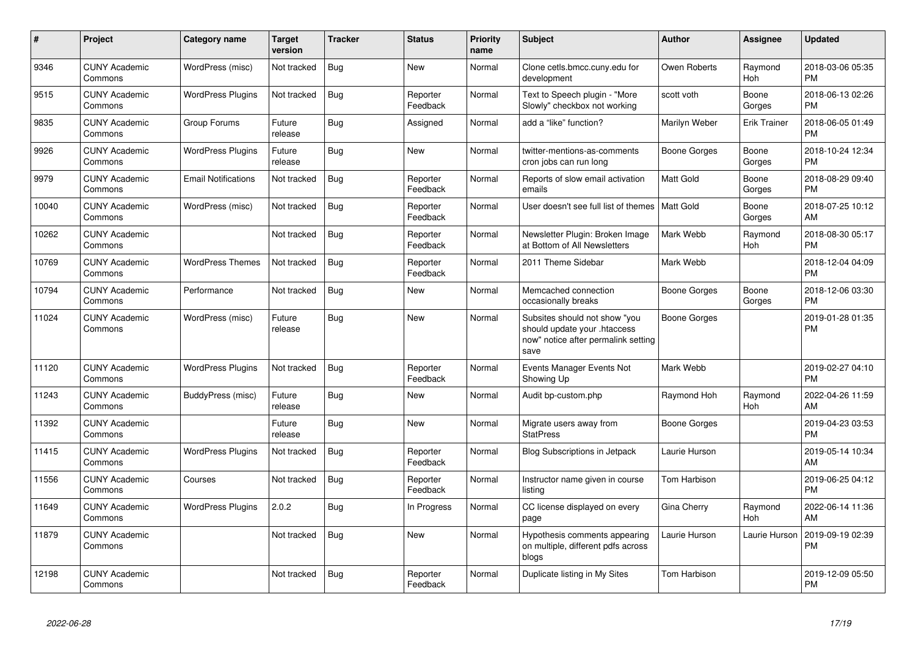| # | Project | Category name | Target version | Tracker | Status | Priority name | Subject | Author | Assignee | Updated |
|---|---|---|---|---|---|---|---|---|---|---|
| 9346 | CUNY Academic Commons | WordPress (misc) | Not tracked | Bug | New | Normal | Clone cetls.bmcc.cuny.edu for development | Owen Roberts | Raymond Hoh | 2018-03-06 05:35 PM |
| 9515 | CUNY Academic Commons | WordPress Plugins | Not tracked | Bug | Reporter Feedback | Normal | Text to Speech plugin - "More Slowly" checkbox not working | scott voth | Boone Gorges | 2018-06-13 02:26 PM |
| 9835 | CUNY Academic Commons | Group Forums | Future release | Bug | Assigned | Normal | add a “like” function? | Marilyn Weber | Erik Trainer | 2018-06-05 01:49 PM |
| 9926 | CUNY Academic Commons | WordPress Plugins | Future release | Bug | New | Normal | twitter-mentions-as-comments cron jobs can run long | Boone Gorges | Boone Gorges | 2018-10-24 12:34 PM |
| 9979 | CUNY Academic Commons | Email Notifications | Not tracked | Bug | Reporter Feedback | Normal | Reports of slow email activation emails | Matt Gold | Boone Gorges | 2018-08-29 09:40 PM |
| 10040 | CUNY Academic Commons | WordPress (misc) | Not tracked | Bug | Reporter Feedback | Normal | User doesn't see full list of themes | Matt Gold | Boone Gorges | 2018-07-25 10:12 AM |
| 10262 | CUNY Academic Commons | | Not tracked | Bug | Reporter Feedback | Normal | Newsletter Plugin: Broken Image at Bottom of All Newsletters | Mark Webb | Raymond Hoh | 2018-08-30 05:17 PM |
| 10769 | CUNY Academic Commons | WordPress Themes | Not tracked | Bug | Reporter Feedback | Normal | 2011 Theme Sidebar | Mark Webb | | 2018-12-04 04:09 PM |
| 10794 | CUNY Academic Commons | Performance | Not tracked | Bug | New | Normal | Memcached connection occasionally breaks | Boone Gorges | Boone Gorges | 2018-12-06 03:30 PM |
| 11024 | CUNY Academic Commons | WordPress (misc) | Future release | Bug | New | Normal | Subsites should not show "you should update your .htaccess now" notice after permalink setting save | Boone Gorges | | 2019-01-28 01:35 PM |
| 11120 | CUNY Academic Commons | WordPress Plugins | Not tracked | Bug | Reporter Feedback | Normal | Events Manager Events Not Showing Up | Mark Webb | | 2019-02-27 04:10 PM |
| 11243 | CUNY Academic Commons | BuddyPress (misc) | Future release | Bug | New | Normal | Audit bp-custom.php | Raymond Hoh | Raymond Hoh | 2022-04-26 11:59 AM |
| 11392 | CUNY Academic Commons | | Future release | Bug | New | Normal | Migrate users away from StatPress | Boone Gorges | | 2019-04-23 03:53 PM |
| 11415 | CUNY Academic Commons | WordPress Plugins | Not tracked | Bug | Reporter Feedback | Normal | Blog Subscriptions in Jetpack | Laurie Hurson | | 2019-05-14 10:34 AM |
| 11556 | CUNY Academic Commons | Courses | Not tracked | Bug | Reporter Feedback | Normal | Instructor name given in course listing | Tom Harbison | | 2019-06-25 04:12 PM |
| 11649 | CUNY Academic Commons | WordPress Plugins | 2.0.2 | Bug | In Progress | Normal | CC license displayed on every page | Gina Cherry | Raymond Hoh | 2022-06-14 11:36 AM |
| 11879 | CUNY Academic Commons | | Not tracked | Bug | New | Normal | Hypothesis comments appearing on multiple, different pdfs across blogs | Laurie Hurson | Laurie Hurson | 2019-09-19 02:39 PM |
| 12198 | CUNY Academic Commons | | Not tracked | Bug | Reporter Feedback | Normal | Duplicate listing in My Sites | Tom Harbison | | 2019-12-09 05:50 PM |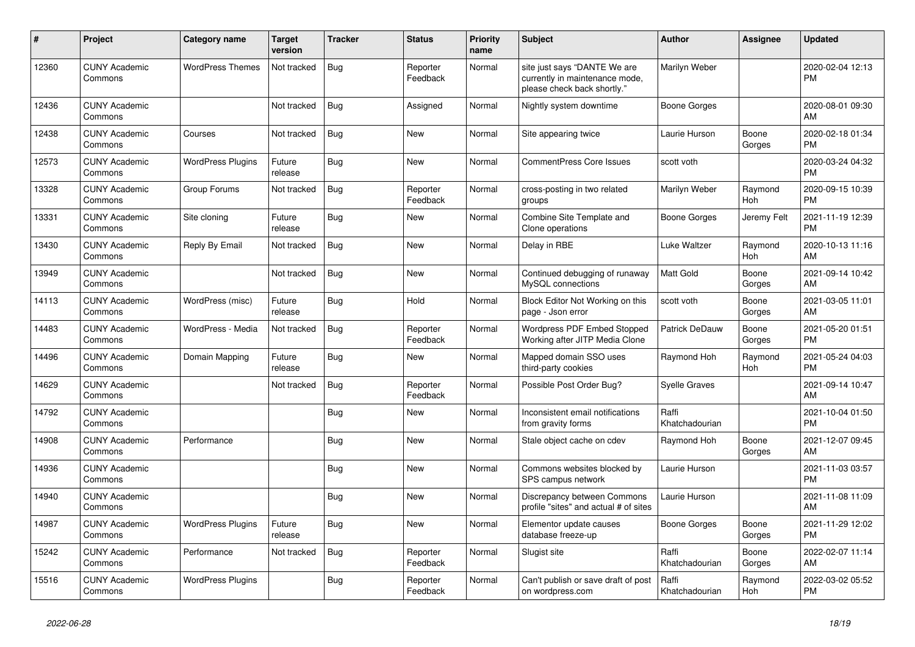| # | Project | Category name | Target version | Tracker | Status | Priority name | Subject | Author | Assignee | Updated |
|---|---|---|---|---|---|---|---|---|---|---|
| 12360 | CUNY Academic Commons | WordPress Themes | Not tracked | Bug | Reporter Feedback | Normal | site just says "DANTE We are currently in maintenance mode, please check back shortly." | Marilyn Weber | | 2020-02-04 12:13 PM |
| 12436 | CUNY Academic Commons | | Not tracked | Bug | Assigned | Normal | Nightly system downtime | Boone Gorges | | 2020-08-01 09:30 AM |
| 12438 | CUNY Academic Commons | Courses | Not tracked | Bug | New | Normal | Site appearing twice | Laurie Hurson | Boone Gorges | 2020-02-18 01:34 PM |
| 12573 | CUNY Academic Commons | WordPress Plugins | Future release | Bug | New | Normal | CommentPress Core Issues | scott voth | | 2020-03-24 04:32 PM |
| 13328 | CUNY Academic Commons | Group Forums | Not tracked | Bug | Reporter Feedback | Normal | cross-posting in two related groups | Marilyn Weber | Raymond Hoh | 2020-09-15 10:39 PM |
| 13331 | CUNY Academic Commons | Site cloning | Future release | Bug | New | Normal | Combine Site Template and Clone operations | Boone Gorges | Jeremy Felt | 2021-11-19 12:39 PM |
| 13430 | CUNY Academic Commons | Reply By Email | Not tracked | Bug | New | Normal | Delay in RBE | Luke Waltzer | Raymond Hoh | 2020-10-13 11:16 AM |
| 13949 | CUNY Academic Commons | | Not tracked | Bug | New | Normal | Continued debugging of runaway MySQL connections | Matt Gold | Boone Gorges | 2021-09-14 10:42 AM |
| 14113 | CUNY Academic Commons | WordPress (misc) | Future release | Bug | Hold | Normal | Block Editor Not Working on this page - Json error | scott voth | Boone Gorges | 2021-03-05 11:01 AM |
| 14483 | CUNY Academic Commons | WordPress - Media | Not tracked | Bug | Reporter Feedback | Normal | Wordpress PDF Embed Stopped Working after JITP Media Clone | Patrick DeDauw | Boone Gorges | 2021-05-20 01:51 PM |
| 14496 | CUNY Academic Commons | Domain Mapping | Future release | Bug | New | Normal | Mapped domain SSO uses third-party cookies | Raymond Hoh | Raymond Hoh | 2021-05-24 04:03 PM |
| 14629 | CUNY Academic Commons | | Not tracked | Bug | Reporter Feedback | Normal | Possible Post Order Bug? | Syelle Graves | | 2021-09-14 10:47 AM |
| 14792 | CUNY Academic Commons | | | Bug | New | Normal | Inconsistent email notifications from gravity forms | Raffi Khatchadourian | | 2021-10-04 01:50 PM |
| 14908 | CUNY Academic Commons | Performance | | Bug | New | Normal | Stale object cache on cdev | Raymond Hoh | Boone Gorges | 2021-12-07 09:45 AM |
| 14936 | CUNY Academic Commons | | | Bug | New | Normal | Commons websites blocked by SPS campus network | Laurie Hurson | | 2021-11-03 03:57 PM |
| 14940 | CUNY Academic Commons | | | Bug | New | Normal | Discrepancy between Commons profile "sites" and actual # of sites | Laurie Hurson | | 2021-11-08 11:09 AM |
| 14987 | CUNY Academic Commons | WordPress Plugins | Future release | Bug | New | Normal | Elementor update causes database freeze-up | Boone Gorges | Boone Gorges | 2021-11-29 12:02 PM |
| 15242 | CUNY Academic Commons | Performance | Not tracked | Bug | Reporter Feedback | Normal | Slugist site | Raffi Khatchadourian | Boone Gorges | 2022-02-07 11:14 AM |
| 15516 | CUNY Academic Commons | WordPress Plugins | | Bug | Reporter Feedback | Normal | Can't publish or save draft of post on wordpress.com | Raffi Khatchadourian | Raymond Hoh | 2022-03-02 05:52 PM |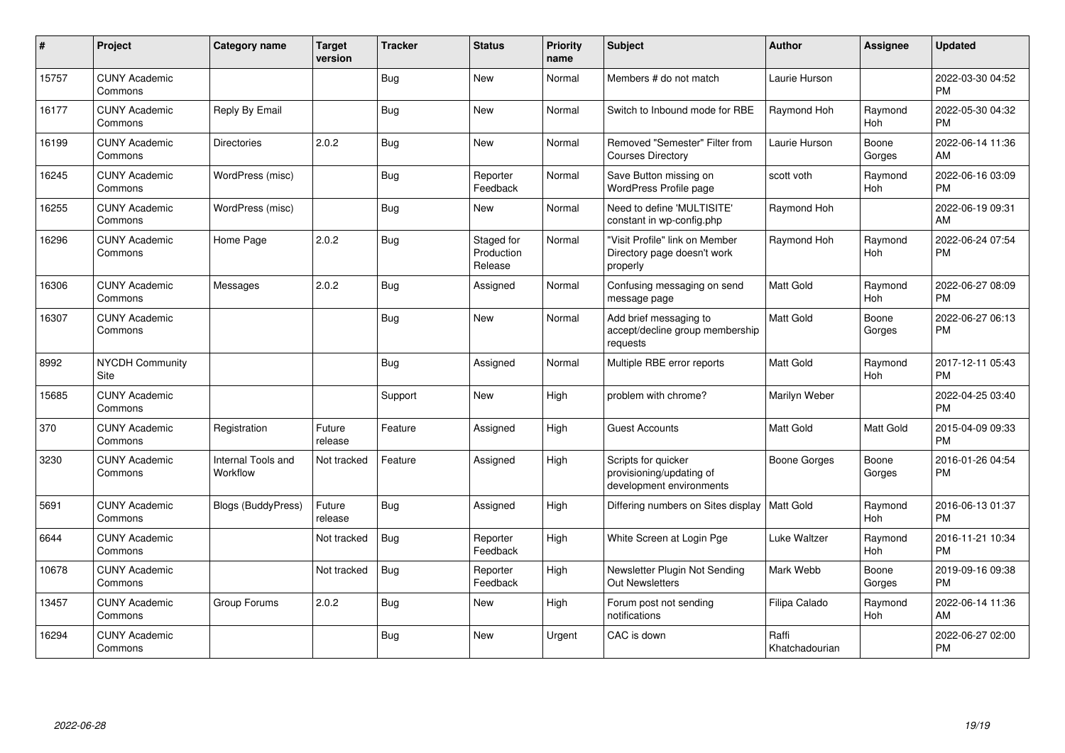| # | Project | Category name | Target version | Tracker | Status | Priority name | Subject | Author | Assignee | Updated |
|---|---|---|---|---|---|---|---|---|---|---|
| 15757 | CUNY Academic Commons | | | Bug | New | Normal | Members # do not match | Laurie Hurson | | 2022-03-30 04:52 PM |
| 16177 | CUNY Academic Commons | Reply By Email | | Bug | New | Normal | Switch to Inbound mode for RBE | Raymond Hoh | Raymond Hoh | 2022-05-30 04:32 PM |
| 16199 | CUNY Academic Commons | Directories | 2.0.2 | Bug | New | Normal | Removed "Semester" Filter from Courses Directory | Laurie Hurson | Boone Gorges | 2022-06-14 11:36 AM |
| 16245 | CUNY Academic Commons | WordPress (misc) | | Bug | Reporter Feedback | Normal | Save Button missing on WordPress Profile page | scott voth | Raymond Hoh | 2022-06-16 03:09 PM |
| 16255 | CUNY Academic Commons | WordPress (misc) | | Bug | New | Normal | Need to define 'MULTISITE' constant in wp-config.php | Raymond Hoh | | 2022-06-19 09:31 AM |
| 16296 | CUNY Academic Commons | Home Page | 2.0.2 | Bug | Staged for Production Release | Normal | "Visit Profile" link on Member Directory page doesn't work properly | Raymond Hoh | Raymond Hoh | 2022-06-24 07:54 PM |
| 16306 | CUNY Academic Commons | Messages | 2.0.2 | Bug | Assigned | Normal | Confusing messaging on send message page | Matt Gold | Raymond Hoh | 2022-06-27 08:09 PM |
| 16307 | CUNY Academic Commons | | | Bug | New | Normal | Add brief messaging to accept/decline group membership requests | Matt Gold | Boone Gorges | 2022-06-27 06:13 PM |
| 8992 | NYCDH Community Site | | | Bug | Assigned | Normal | Multiple RBE error reports | Matt Gold | Raymond Hoh | 2017-12-11 05:43 PM |
| 15685 | CUNY Academic Commons | | | Support | New | High | problem with chrome? | Marilyn Weber | | 2022-04-25 03:40 PM |
| 370 | CUNY Academic Commons | Registration | Future release | Feature | Assigned | High | Guest Accounts | Matt Gold | Matt Gold | 2015-04-09 09:33 PM |
| 3230 | CUNY Academic Commons | Internal Tools and Workflow | Not tracked | Feature | Assigned | High | Scripts for quicker provisioning/updating of development environments | Boone Gorges | Boone Gorges | 2016-01-26 04:54 PM |
| 5691 | CUNY Academic Commons | Blogs (BuddyPress) | Future release | Bug | Assigned | High | Differing numbers on Sites display | Matt Gold | Raymond Hoh | 2016-06-13 01:37 PM |
| 6644 | CUNY Academic Commons | | Not tracked | Bug | Reporter Feedback | High | White Screen at Login Pge | Luke Waltzer | Raymond Hoh | 2016-11-21 10:34 PM |
| 10678 | CUNY Academic Commons | | Not tracked | Bug | Reporter Feedback | High | Newsletter Plugin Not Sending Out Newsletters | Mark Webb | Boone Gorges | 2019-09-16 09:38 PM |
| 13457 | CUNY Academic Commons | Group Forums | 2.0.2 | Bug | New | High | Forum post not sending notifications | Filipa Calado | Raymond Hoh | 2022-06-14 11:36 AM |
| 16294 | CUNY Academic Commons | | | Bug | New | Urgent | CAC is down | Raffi Khatchadourian | | 2022-06-27 02:00 PM |